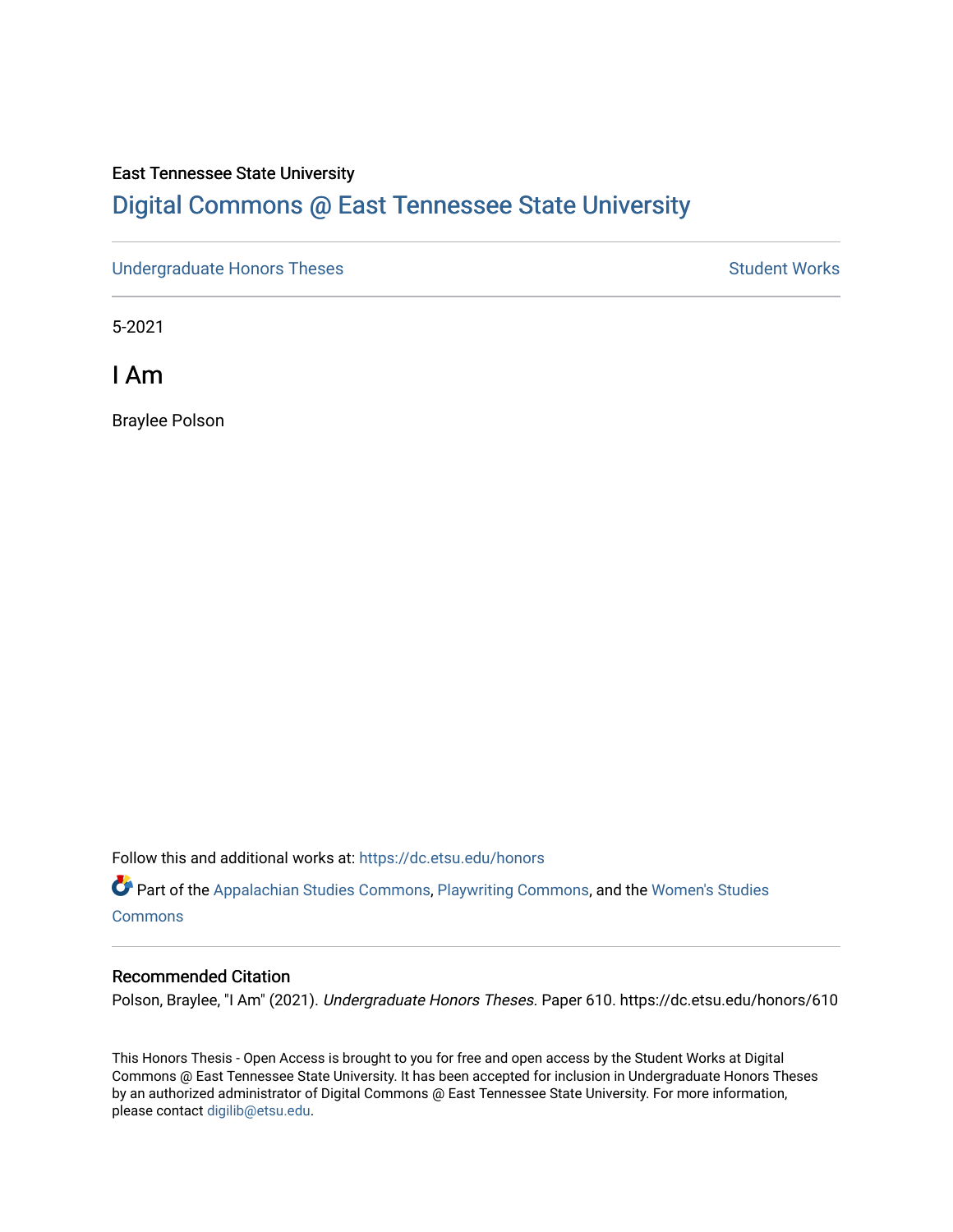East Tennessee State University

# Digital Commons @ East Tennessee State University

Undergraduate Honors Theses | Student Works

5-2021

## I Am

Braylee Polson

Follow this and additional works at: https://dc.etsu.edu/honors

Part of the Appalachian Studies Commons, Playwriting Commons, and the Women's Studies Commons

### Recommended Citation

Polson, Braylee, "I Am" (2021). *Undergraduate Honors Theses.* Paper 610. https://dc.etsu.edu/honors/610

This Honors Thesis - Open Access is brought to you for free and open access by the Student Works at Digital Commons @ East Tennessee State University. It has been accepted for inclusion in Undergraduate Honors Theses by an authorized administrator of Digital Commons @ East Tennessee State University. For more information, please contact digilib@etsu.edu.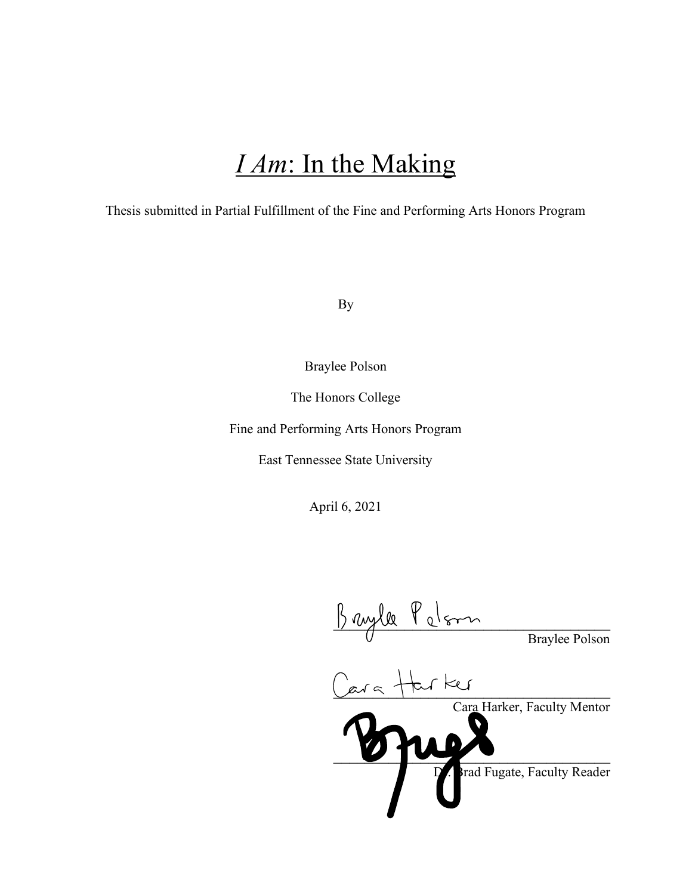# *I Am*: In the Making

Thesis submitted in Partial Fulfillment of the Fine and Performing Arts Honors Program

By

Braylee Polson

The Honors College

Fine and Performing Arts Honors Program

East Tennessee State University

April 6, 2021

Braylee Polson

Cara Harker, Faculty Mentor

Dr. Brad Fugate, Faculty Reader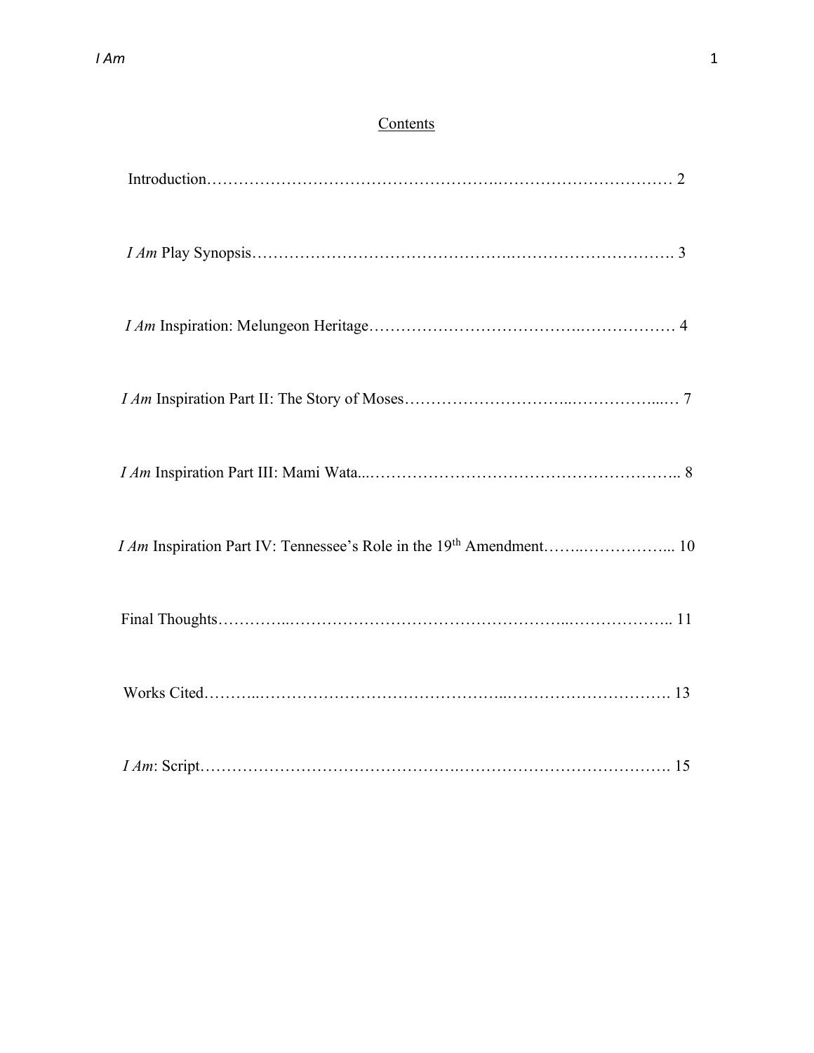## Contents

Introduction………………………………………………………………………………… 2

*I Am* Play Synopsis……………………………………………………………………….. 3

*I Am* Inspiration: Melungeon Heritage…………………………………………………… 4

*I Am* Inspiration Part II: The Story of Moses……………………………………………… 7

*I Am* Inspiration Part III: Mami Wata...………………………………………………….. 8

*I Am* Inspiration Part IV: Tennessee's Role in the 19th Amendment……………………... 10

Final Thoughts……………………………………………………………………………….. 11

Works Cited……………………………………………………………………………………. 13

*I Am*: Script……………………………………………………………………………………. 15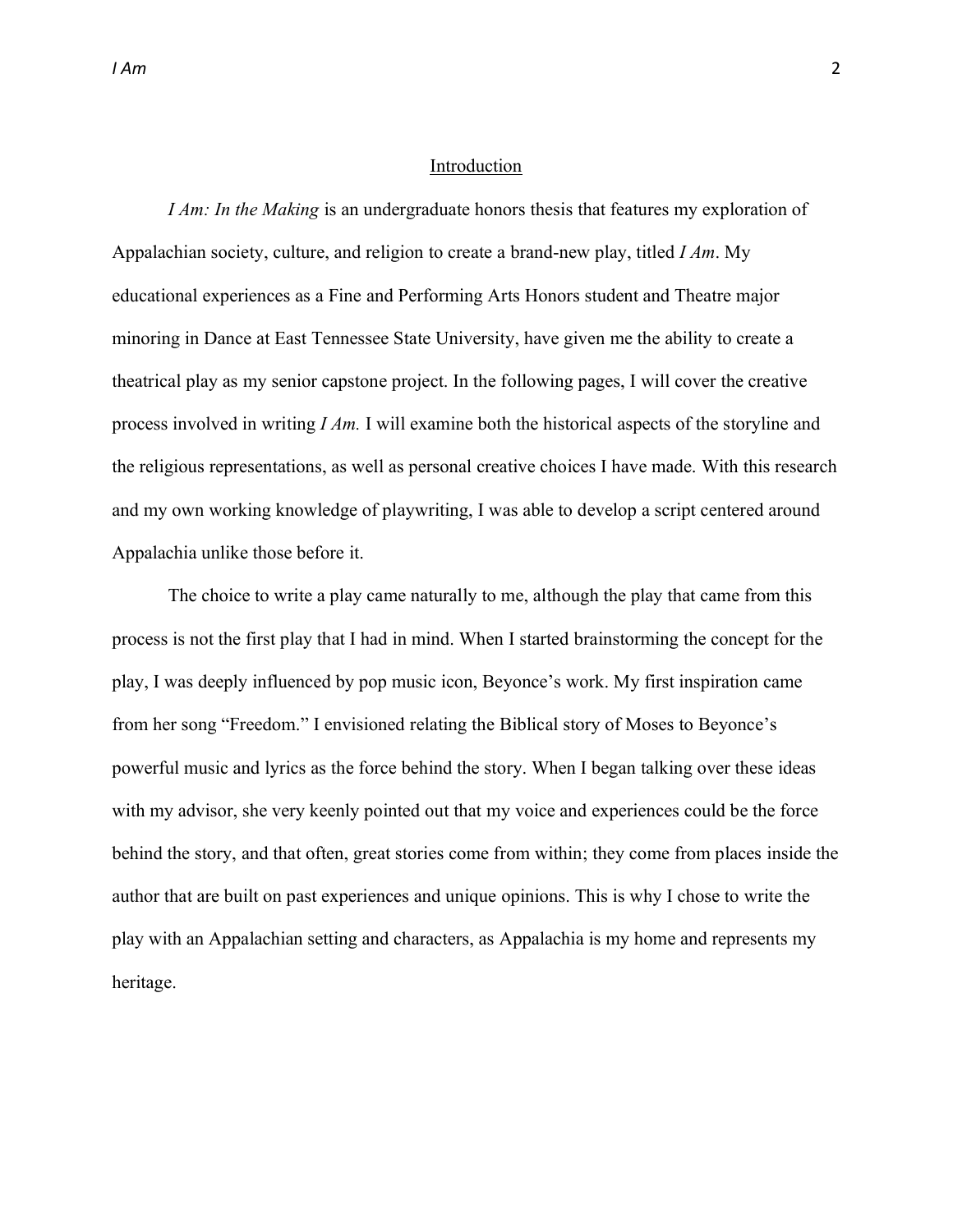## Introduction

*I Am: In the Making* is an undergraduate honors thesis that features my exploration of Appalachian society, culture, and religion to create a brand-new play, titled *I Am*. My educational experiences as a Fine and Performing Arts Honors student and Theatre major minoring in Dance at East Tennessee State University, have given me the ability to create a theatrical play as my senior capstone project. In the following pages, I will cover the creative process involved in writing *I Am.* I will examine both the historical aspects of the storyline and the religious representations, as well as personal creative choices I have made. With this research and my own working knowledge of playwriting, I was able to develop a script centered around Appalachia unlike those before it.

The choice to write a play came naturally to me, although the play that came from this process is not the first play that I had in mind. When I started brainstorming the concept for the play, I was deeply influenced by pop music icon, Beyonce's work. My first inspiration came from her song "Freedom." I envisioned relating the Biblical story of Moses to Beyonce's powerful music and lyrics as the force behind the story. When I began talking over these ideas with my advisor, she very keenly pointed out that my voice and experiences could be the force behind the story, and that often, great stories come from within; they come from places inside the author that are built on past experiences and unique opinions. This is why I chose to write the play with an Appalachian setting and characters, as Appalachia is my home and represents my heritage.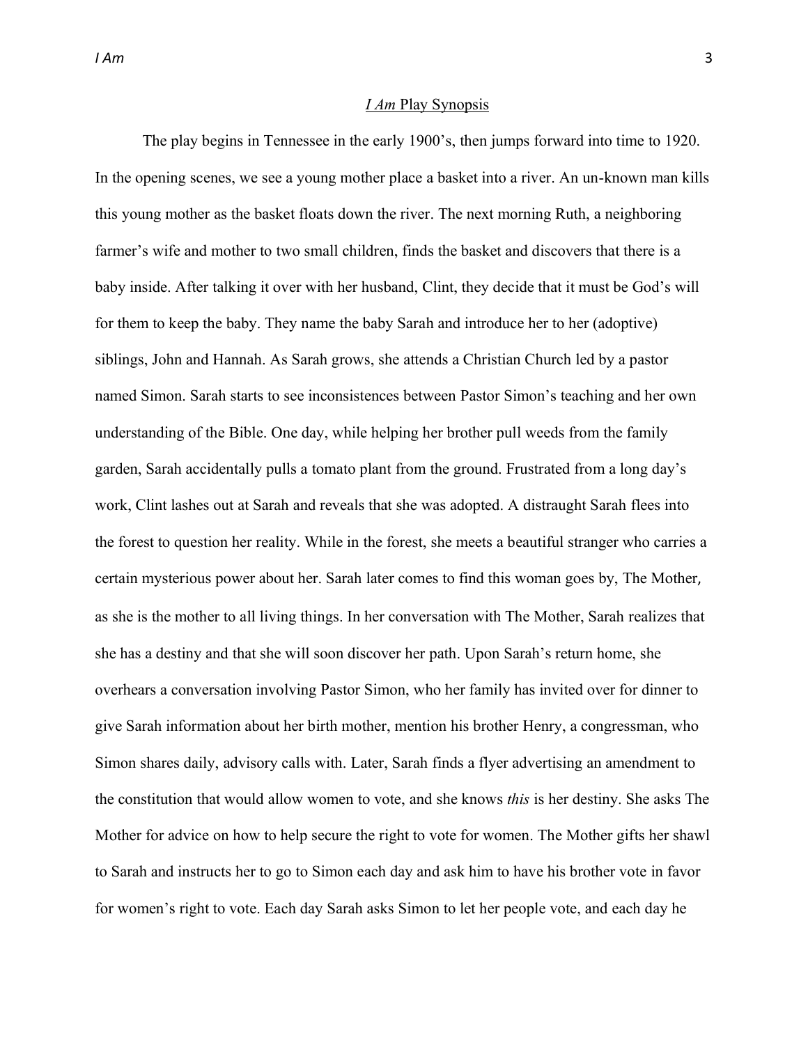## *I Am* Play Synopsis

The play begins in Tennessee in the early 1900's, then jumps forward into time to 1920. In the opening scenes, we see a young mother place a basket into a river. An un-known man kills this young mother as the basket floats down the river. The next morning Ruth, a neighboring farmer's wife and mother to two small children, finds the basket and discovers that there is a baby inside. After talking it over with her husband, Clint, they decide that it must be God's will for them to keep the baby. They name the baby Sarah and introduce her to her (adoptive) siblings, John and Hannah. As Sarah grows, she attends a Christian Church led by a pastor named Simon. Sarah starts to see inconsistences between Pastor Simon's teaching and her own understanding of the Bible. One day, while helping her brother pull weeds from the family garden, Sarah accidentally pulls a tomato plant from the ground. Frustrated from a long day's work, Clint lashes out at Sarah and reveals that she was adopted. A distraught Sarah flees into the forest to question her reality. While in the forest, she meets a beautiful stranger who carries a certain mysterious power about her. Sarah later comes to find this woman goes by, The Mother, as she is the mother to all living things. In her conversation with The Mother, Sarah realizes that she has a destiny and that she will soon discover her path. Upon Sarah's return home, she overhears a conversation involving Pastor Simon, who her family has invited over for dinner to give Sarah information about her birth mother, mention his brother Henry, a congressman, who Simon shares daily, advisory calls with. Later, Sarah finds a flyer advertising an amendment to the constitution that would allow women to vote, and she knows *this* is her destiny. She asks The Mother for advice on how to help secure the right to vote for women. The Mother gifts her shawl to Sarah and instructs her to go to Simon each day and ask him to have his brother vote in favor for women's right to vote. Each day Sarah asks Simon to let her people vote, and each day he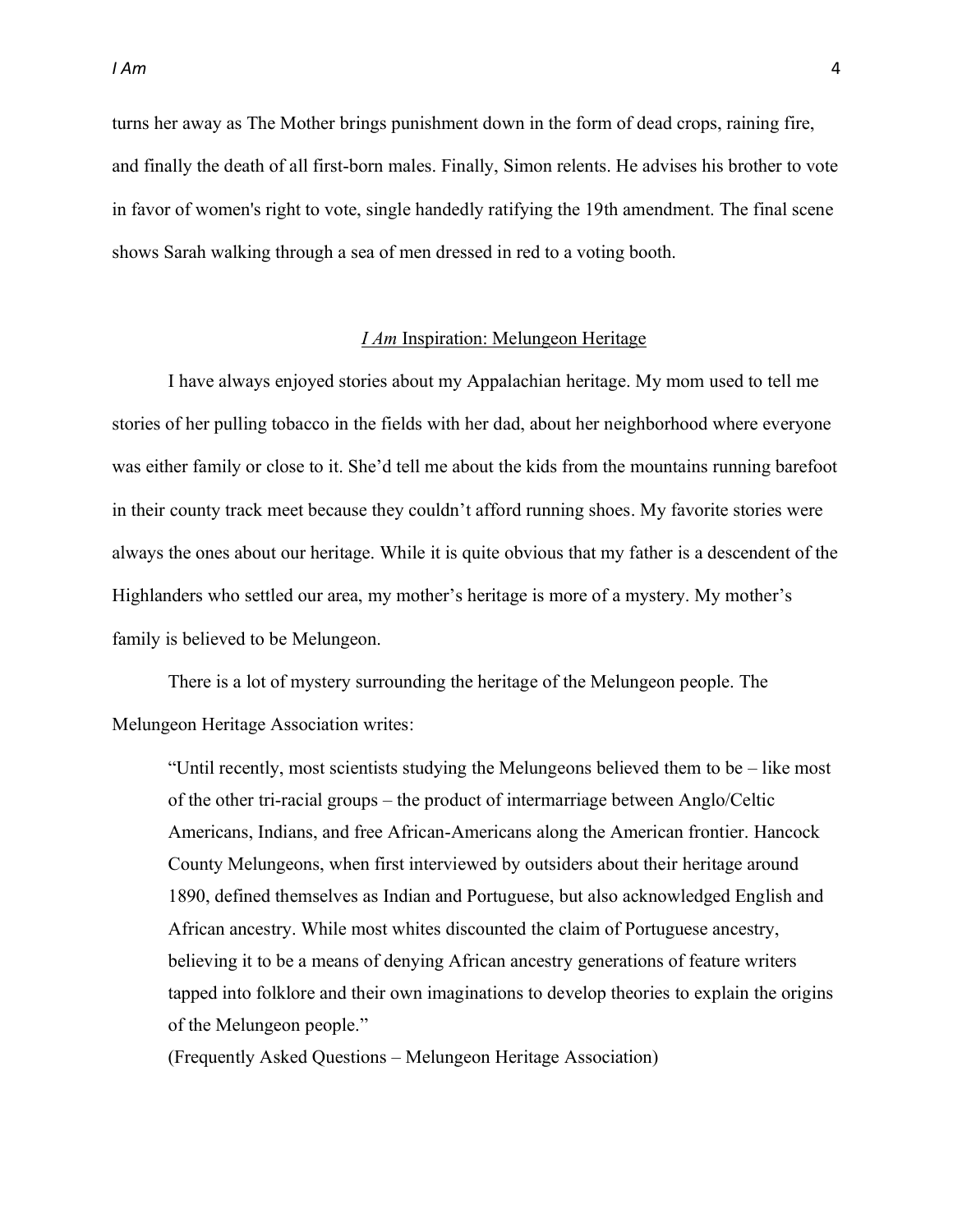turns her away as The Mother brings punishment down in the form of dead crops, raining fire, and finally the death of all first-born males. Finally, Simon relents. He advises his brother to vote in favor of women's right to vote, single handedly ratifying the 19th amendment. The final scene shows Sarah walking through a sea of men dressed in red to a voting booth.

## *I Am* Inspiration: Melungeon Heritage

I have always enjoyed stories about my Appalachian heritage. My mom used to tell me stories of her pulling tobacco in the fields with her dad, about her neighborhood where everyone was either family or close to it. She'd tell me about the kids from the mountains running barefoot in their county track meet because they couldn't afford running shoes. My favorite stories were always the ones about our heritage. While it is quite obvious that my father is a descendent of the Highlanders who settled our area, my mother's heritage is more of a mystery. My mother's family is believed to be Melungeon.

There is a lot of mystery surrounding the heritage of the Melungeon people. The Melungeon Heritage Association writes:

> "Until recently, most scientists studying the Melungeons believed them to be – like most of the other tri-racial groups – the product of intermarriage between Anglo/Celtic Americans, Indians, and free African-Americans along the American frontier. Hancock County Melungeons, when first interviewed by outsiders about their heritage around 1890, defined themselves as Indian and Portuguese, but also acknowledged English and African ancestry. While most whites discounted the claim of Portuguese ancestry, believing it to be a means of denying African ancestry generations of feature writers tapped into folklore and their own imaginations to develop theories to explain the origins of the Melungeon people."
>
> (Frequently Asked Questions – Melungeon Heritage Association)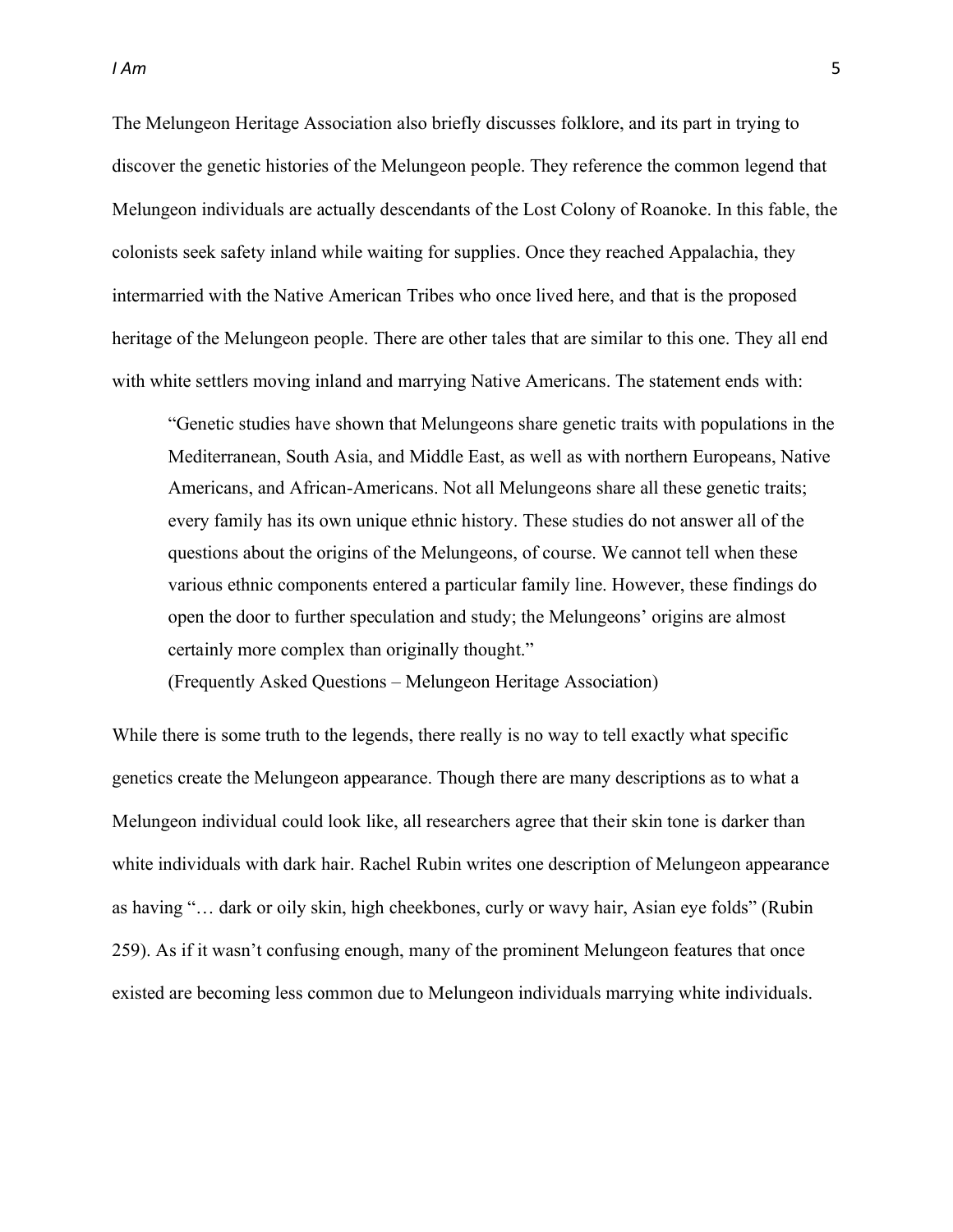The Melungeon Heritage Association also briefly discusses folklore, and its part in trying to discover the genetic histories of the Melungeon people. They reference the common legend that Melungeon individuals are actually descendants of the Lost Colony of Roanoke. In this fable, the colonists seek safety inland while waiting for supplies. Once they reached Appalachia, they intermarried with the Native American Tribes who once lived here, and that is the proposed heritage of the Melungeon people. There are other tales that are similar to this one. They all end with white settlers moving inland and marrying Native Americans. The statement ends with:

> "Genetic studies have shown that Melungeons share genetic traits with populations in the Mediterranean, South Asia, and Middle East, as well as with northern Europeans, Native Americans, and African-Americans. Not all Melungeons share all these genetic traits; every family has its own unique ethnic history. These studies do not answer all of the questions about the origins of the Melungeons, of course. We cannot tell when these various ethnic components entered a particular family line. However, these findings do open the door to further speculation and study; the Melungeons' origins are almost certainly more complex than originally thought."
>
> (Frequently Asked Questions – Melungeon Heritage Association)

While there is some truth to the legends, there really is no way to tell exactly what specific genetics create the Melungeon appearance. Though there are many descriptions as to what a Melungeon individual could look like, all researchers agree that their skin tone is darker than white individuals with dark hair. Rachel Rubin writes one description of Melungeon appearance as having "… dark or oily skin, high cheekbones, curly or wavy hair, Asian eye folds" (Rubin 259). As if it wasn't confusing enough, many of the prominent Melungeon features that once existed are becoming less common due to Melungeon individuals marrying white individuals.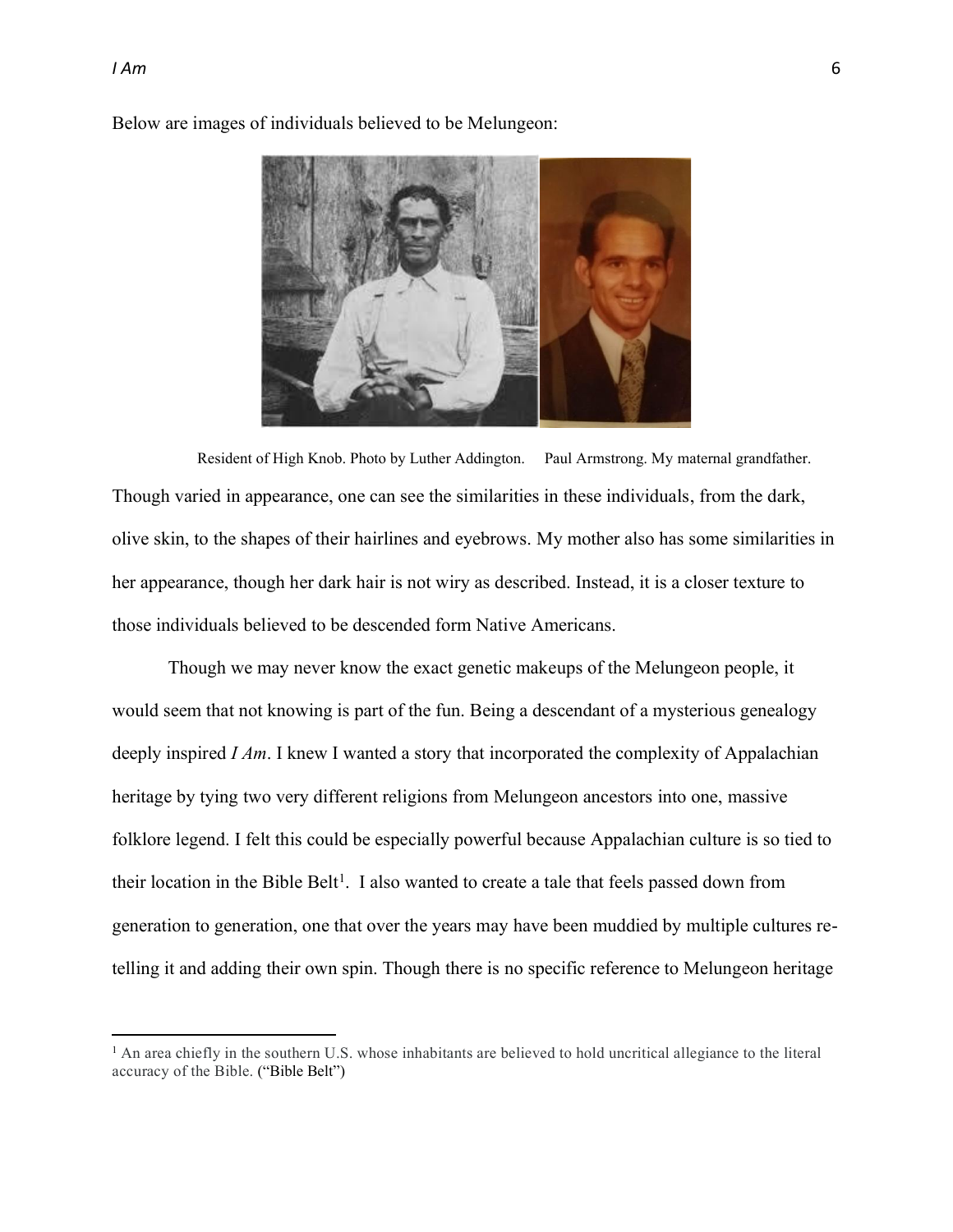Below are images of individuals believed to be Melungeon:

Resident of High Knob. Photo by Luther Addington. Paul Armstrong. My maternal grandfather.

Though varied in appearance, one can see the similarities in these individuals, from the dark, olive skin, to the shapes of their hairlines and eyebrows. My mother also has some similarities in her appearance, though her dark hair is not wiry as described. Instead, it is a closer texture to those individuals believed to be descended form Native Americans.

Though we may never know the exact genetic makeups of the Melungeon people, it would seem that not knowing is part of the fun. Being a descendant of a mysterious genealogy deeply inspired *I Am*. I knew I wanted a story that incorporated the complexity of Appalachian heritage by tying two very different religions from Melungeon ancestors into one, massive folklore legend. I felt this could be especially powerful because Appalachian culture is so tied to their location in the Bible Belt[1]. I also wanted to create a tale that feels passed down from generation to generation, one that over the years may have been muddied by multiple cultures re-telling it and adding their own spin. Though there is no specific reference to Melungeon heritage

---

[1] An area chiefly in the southern U.S. whose inhabitants are believed to hold uncritical allegiance to the literal accuracy of the Bible. ("Bible Belt")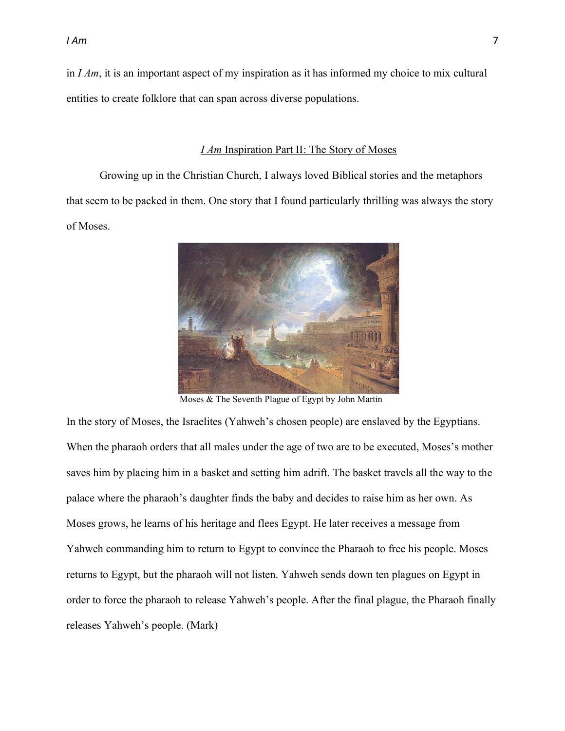in *I Am*, it is an important aspect of my inspiration as it has informed my choice to mix cultural entities to create folklore that can span across diverse populations.

## *I Am* Inspiration Part II: The Story of Moses

Growing up in the Christian Church, I always loved Biblical stories and the metaphors that seem to be packed in them. One story that I found particularly thrilling was always the story of Moses.

Moses & The Seventh Plague of Egypt by John Martin

In the story of Moses, the Israelites (Yahweh's chosen people) are enslaved by the Egyptians. When the pharaoh orders that all males under the age of two are to be executed, Moses's mother saves him by placing him in a basket and setting him adrift. The basket travels all the way to the palace where the pharaoh's daughter finds the baby and decides to raise him as her own. As Moses grows, he learns of his heritage and flees Egypt. He later receives a message from Yahweh commanding him to return to Egypt to convince the Pharaoh to free his people. Moses returns to Egypt, but the pharaoh will not listen. Yahweh sends down ten plagues on Egypt in order to force the pharaoh to release Yahweh's people. After the final plague, the Pharaoh finally releases Yahweh's people. (Mark)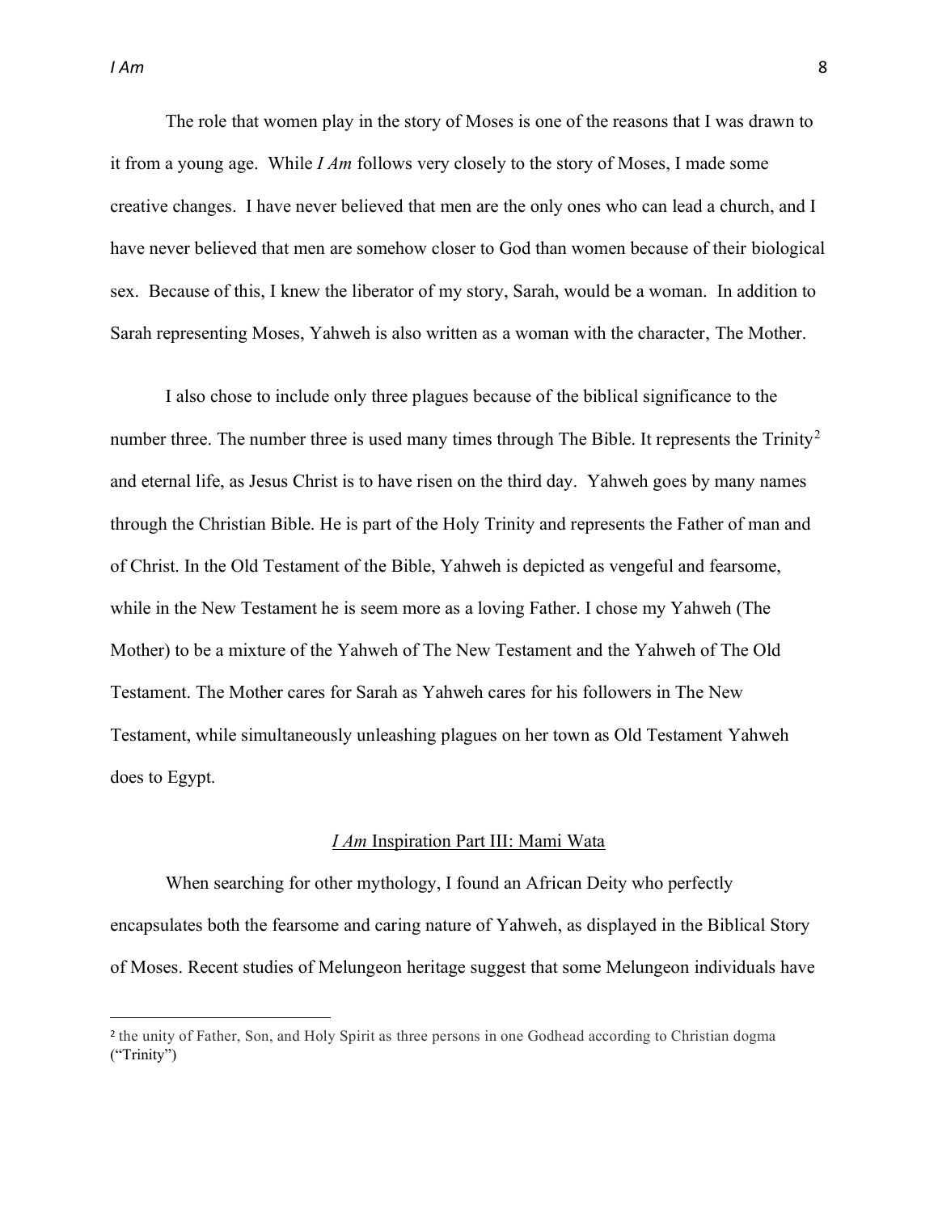The role that women play in the story of Moses is one of the reasons that I was drawn to it from a young age. While *I Am* follows very closely to the story of Moses, I made some creative changes. I have never believed that men are the only ones who can lead a church, and I have never believed that men are somehow closer to God than women because of their biological sex. Because of this, I knew the liberator of my story, Sarah, would be a woman. In addition to Sarah representing Moses, Yahweh is also written as a woman with the character, The Mother.

I also chose to include only three plagues because of the biblical significance to the number three. The number three is used many times through The Bible. It represents the Trinity[2] and eternal life, as Jesus Christ is to have risen on the third day. Yahweh goes by many names through the Christian Bible. He is part of the Holy Trinity and represents the Father of man and of Christ. In the Old Testament of the Bible, Yahweh is depicted as vengeful and fearsome, while in the New Testament he is seem more as a loving Father. I chose my Yahweh (The Mother) to be a mixture of the Yahweh of The New Testament and the Yahweh of The Old Testament. The Mother cares for Sarah as Yahweh cares for his followers in The New Testament, while simultaneously unleashing plagues on her town as Old Testament Yahweh does to Egypt.

## *I Am* Inspiration Part III: Mami Wata

When searching for other mythology, I found an African Deity who perfectly encapsulates both the fearsome and caring nature of Yahweh, as displayed in the Biblical Story of Moses. Recent studies of Melungeon heritage suggest that some Melungeon individuals have

---

[2] the unity of Father, Son, and Holy Spirit as three persons in one Godhead according to Christian dogma ("Trinity")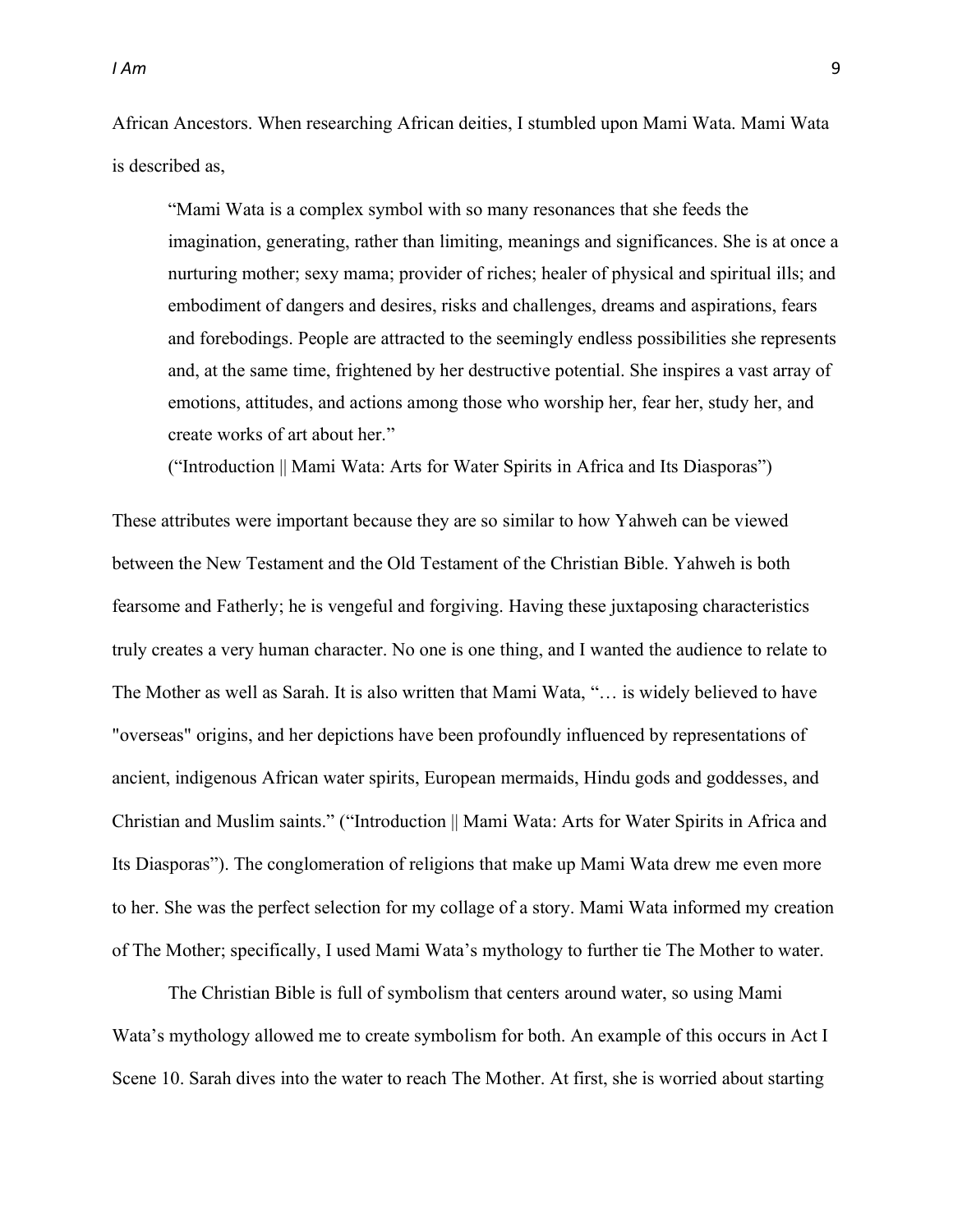African Ancestors. When researching African deities, I stumbled upon Mami Wata. Mami Wata is described as,

> "Mami Wata is a complex symbol with so many resonances that she feeds the imagination, generating, rather than limiting, meanings and significances. She is at once a nurturing mother; sexy mama; provider of riches; healer of physical and spiritual ills; and embodiment of dangers and desires, risks and challenges, dreams and aspirations, fears and forebodings. People are attracted to the seemingly endless possibilities she represents and, at the same time, frightened by her destructive potential. She inspires a vast array of emotions, attitudes, and actions among those who worship her, fear her, study her, and create works of art about her."
>
> ("Introduction || Mami Wata: Arts for Water Spirits in Africa and Its Diasporas")

These attributes were important because they are so similar to how Yahweh can be viewed between the New Testament and the Old Testament of the Christian Bible. Yahweh is both fearsome and Fatherly; he is vengeful and forgiving. Having these juxtaposing characteristics truly creates a very human character. No one is one thing, and I wanted the audience to relate to The Mother as well as Sarah. It is also written that Mami Wata, "… is widely believed to have "overseas" origins, and her depictions have been profoundly influenced by representations of ancient, indigenous African water spirits, European mermaids, Hindu gods and goddesses, and Christian and Muslim saints." ("Introduction || Mami Wata: Arts for Water Spirits in Africa and Its Diasporas"). The conglomeration of religions that make up Mami Wata drew me even more to her. She was the perfect selection for my collage of a story. Mami Wata informed my creation of The Mother; specifically, I used Mami Wata's mythology to further tie The Mother to water.

The Christian Bible is full of symbolism that centers around water, so using Mami Wata's mythology allowed me to create symbolism for both. An example of this occurs in Act I Scene 10. Sarah dives into the water to reach The Mother. At first, she is worried about starting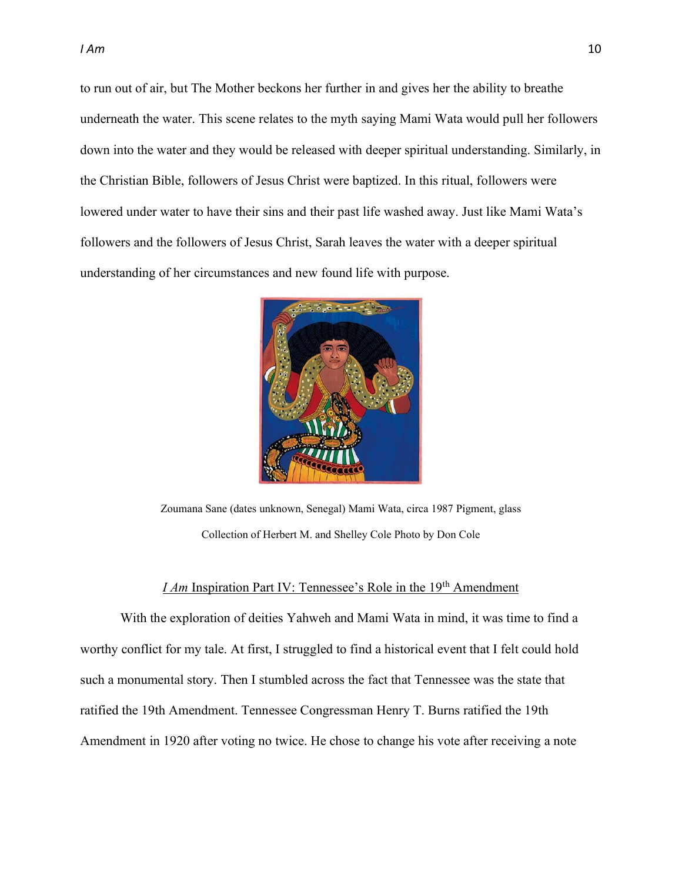to run out of air, but The Mother beckons her further in and gives her the ability to breathe underneath the water. This scene relates to the myth saying Mami Wata would pull her followers down into the water and they would be released with deeper spiritual understanding. Similarly, in the Christian Bible, followers of Jesus Christ were baptized. In this ritual, followers were lowered under water to have their sins and their past life washed away. Just like Mami Wata's followers and the followers of Jesus Christ, Sarah leaves the water with a deeper spiritual understanding of her circumstances and new found life with purpose.

Zoumana Sane (dates unknown, Senegal) Mami Wata, circa 1987 Pigment, glass

Collection of Herbert M. and Shelley Cole Photo by Don Cole

## *I Am* Inspiration Part IV: Tennessee's Role in the 19th Amendment

With the exploration of deities Yahweh and Mami Wata in mind, it was time to find a worthy conflict for my tale. At first, I struggled to find a historical event that I felt could hold such a monumental story. Then I stumbled across the fact that Tennessee was the state that ratified the 19th Amendment. Tennessee Congressman Henry T. Burns ratified the 19th Amendment in 1920 after voting no twice. He chose to change his vote after receiving a note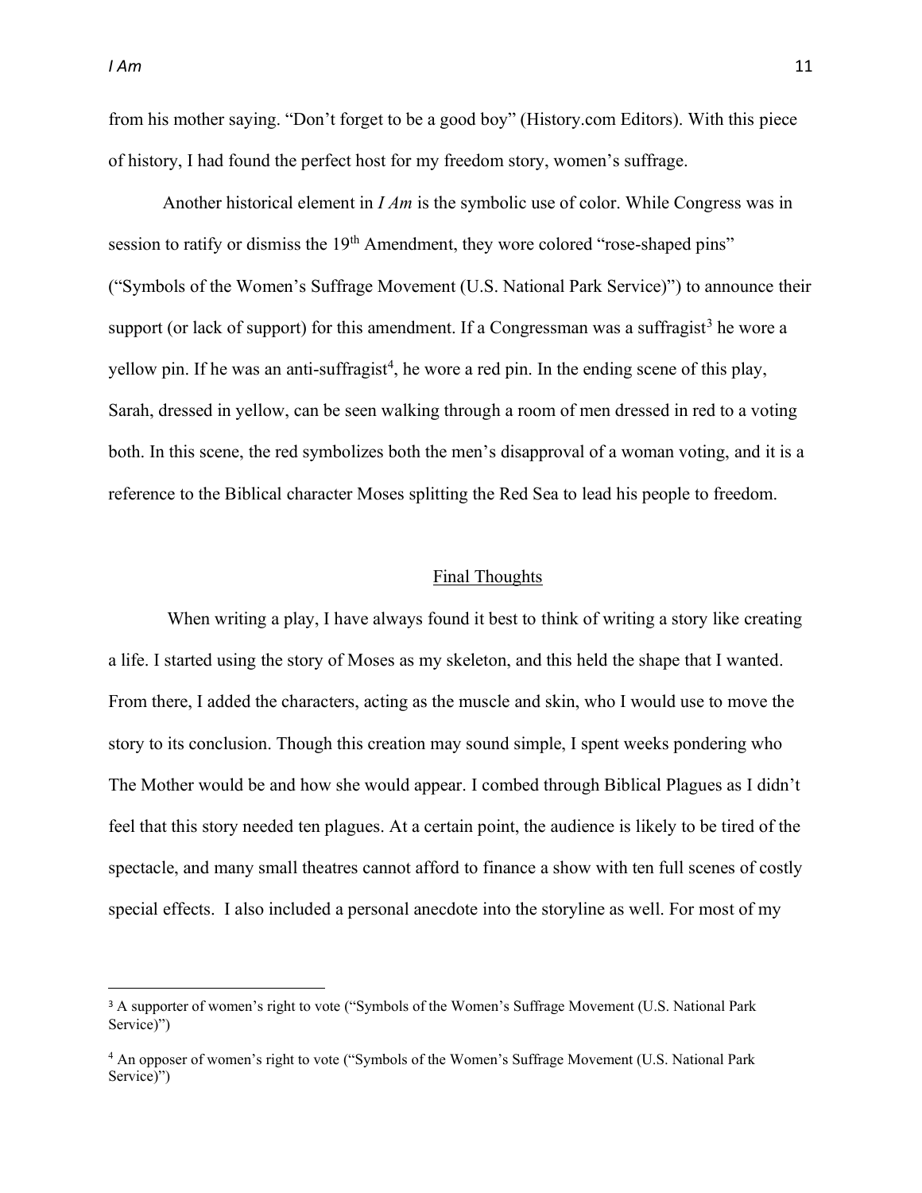from his mother saying. "Don't forget to be a good boy" (History.com Editors). With this piece of history, I had found the perfect host for my freedom story, women's suffrage.

Another historical element in *I Am* is the symbolic use of color. While Congress was in session to ratify or dismiss the 19th Amendment, they wore colored "rose-shaped pins" ("Symbols of the Women's Suffrage Movement (U.S. National Park Service)") to announce their support (or lack of support) for this amendment. If a Congressman was a suffragist[3] he wore a yellow pin. If he was an anti-suffragist[4], he wore a red pin. In the ending scene of this play, Sarah, dressed in yellow, can be seen walking through a room of men dressed in red to a voting both. In this scene, the red symbolizes both the men's disapproval of a woman voting, and it is a reference to the Biblical character Moses splitting the Red Sea to lead his people to freedom.

## Final Thoughts

When writing a play, I have always found it best to think of writing a story like creating a life. I started using the story of Moses as my skeleton, and this held the shape that I wanted. From there, I added the characters, acting as the muscle and skin, who I would use to move the story to its conclusion. Though this creation may sound simple, I spent weeks pondering who The Mother would be and how she would appear. I combed through Biblical Plagues as I didn't feel that this story needed ten plagues. At a certain point, the audience is likely to be tired of the spectacle, and many small theatres cannot afford to finance a show with ten full scenes of costly special effects. I also included a personal anecdote into the storyline as well. For most of my

---

[3] A supporter of women's right to vote ("Symbols of the Women's Suffrage Movement (U.S. National Park Service)")

[4] An opposer of women's right to vote ("Symbols of the Women's Suffrage Movement (U.S. National Park Service)")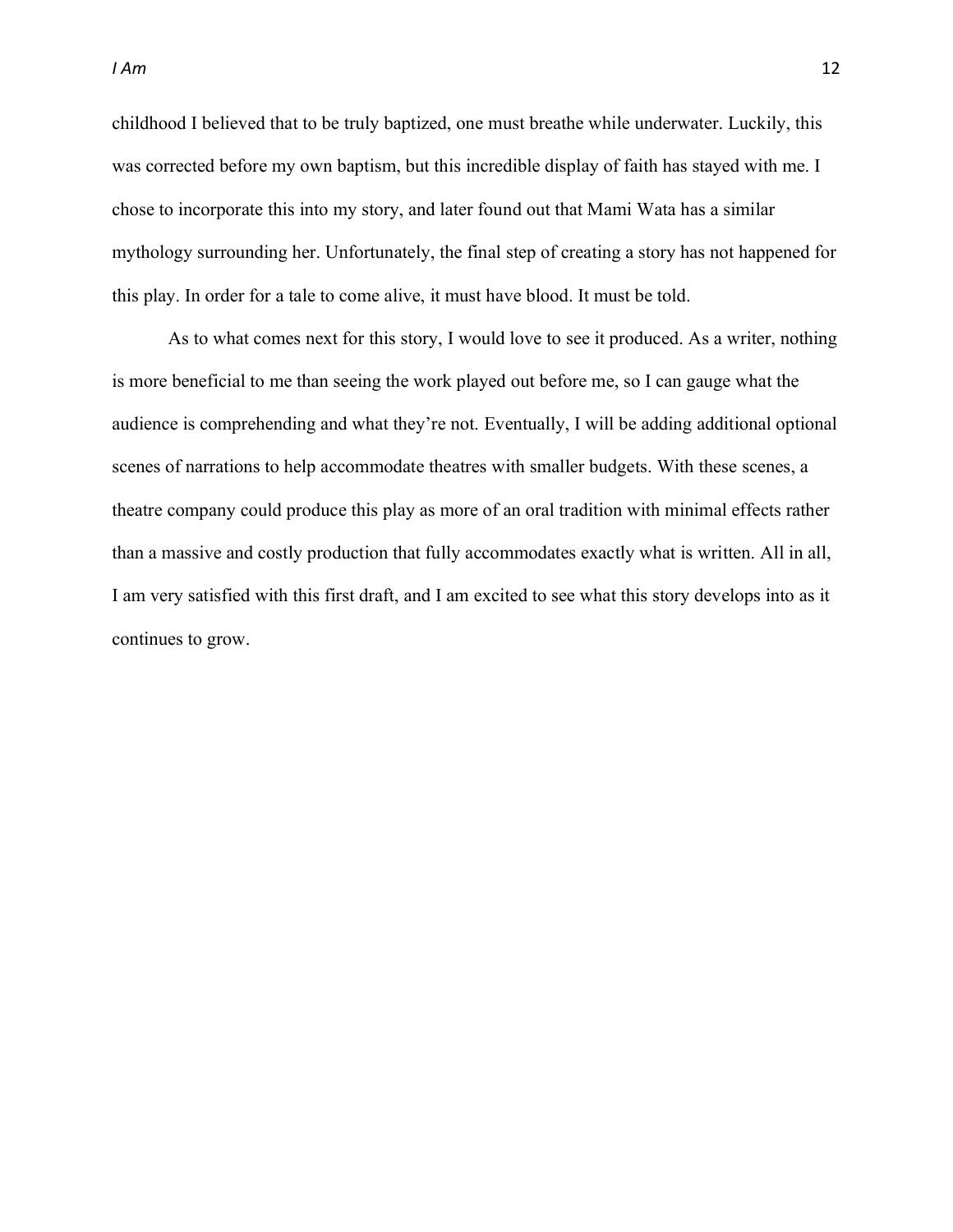childhood I believed that to be truly baptized, one must breathe while underwater. Luckily, this was corrected before my own baptism, but this incredible display of faith has stayed with me. I chose to incorporate this into my story, and later found out that Mami Wata has a similar mythology surrounding her. Unfortunately, the final step of creating a story has not happened for this play. In order for a tale to come alive, it must have blood. It must be told.

As to what comes next for this story, I would love to see it produced. As a writer, nothing is more beneficial to me than seeing the work played out before me, so I can gauge what the audience is comprehending and what they're not. Eventually, I will be adding additional optional scenes of narrations to help accommodate theatres with smaller budgets. With these scenes, a theatre company could produce this play as more of an oral tradition with minimal effects rather than a massive and costly production that fully accommodates exactly what is written. All in all, I am very satisfied with this first draft, and I am excited to see what this story develops into as it continues to grow.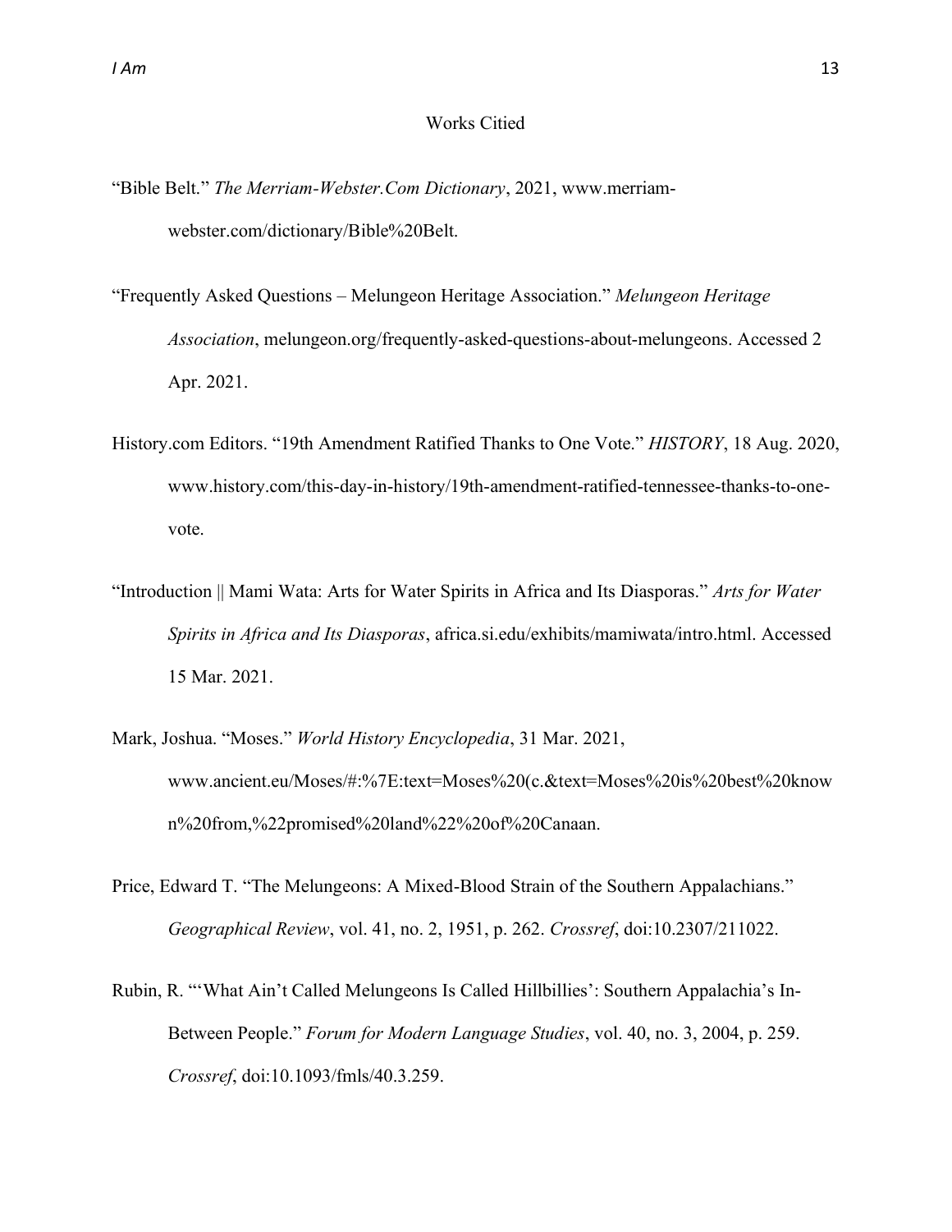# Works Citied

"Bible Belt." *The Merriam-Webster.Com Dictionary*, 2021, www.merriam-webster.com/dictionary/Bible%20Belt.

"Frequently Asked Questions – Melungeon Heritage Association." *Melungeon Heritage Association*, melungeon.org/frequently-asked-questions-about-melungeons. Accessed 2 Apr. 2021.

History.com Editors. "19th Amendment Ratified Thanks to One Vote." *HISTORY*, 18 Aug. 2020, www.history.com/this-day-in-history/19th-amendment-ratified-tennessee-thanks-to-one-vote.

"Introduction || Mami Wata: Arts for Water Spirits in Africa and Its Diasporas." *Arts for Water Spirits in Africa and Its Diasporas*, africa.si.edu/exhibits/mamiwata/intro.html. Accessed 15 Mar. 2021.

Mark, Joshua. "Moses." *World History Encyclopedia*, 31 Mar. 2021, www.ancient.eu/Moses/#:%7E:text=Moses%20(c.&text=Moses%20is%20best%20known%20from,%22promised%20land%22%20of%20Canaan.

Price, Edward T. "The Melungeons: A Mixed-Blood Strain of the Southern Appalachians." *Geographical Review*, vol. 41, no. 2, 1951, p. 262. *Crossref*, doi:10.2307/211022.

Rubin, R. "'What Ain't Called Melungeons Is Called Hillbillies': Southern Appalachia's In-Between People." *Forum for Modern Language Studies*, vol. 40, no. 3, 2004, p. 259. *Crossref*, doi:10.1093/fmls/40.3.259.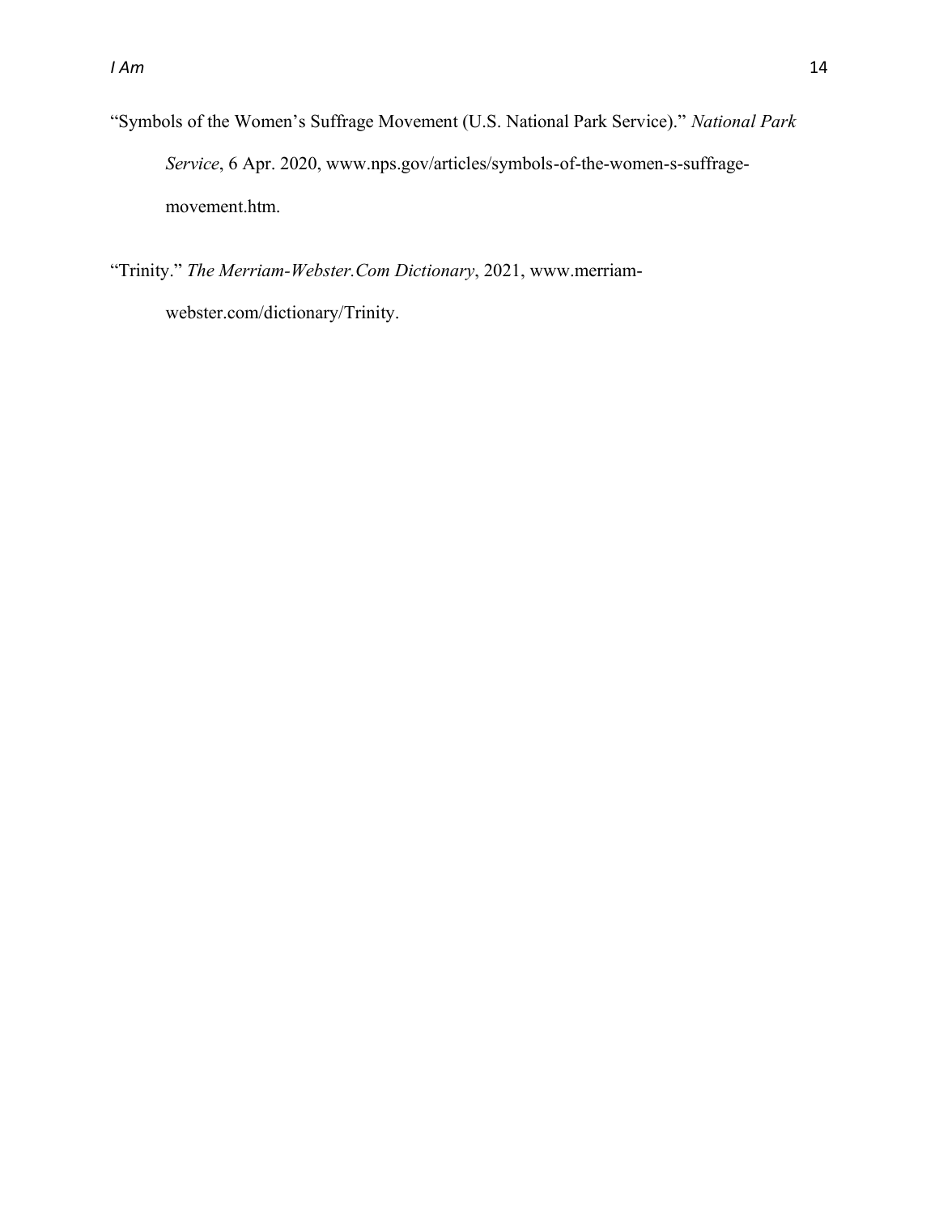"Symbols of the Women's Suffrage Movement (U.S. National Park Service)." *National Park Service*, 6 Apr. 2020, www.nps.gov/articles/symbols-of-the-women-s-suffrage-movement.htm.

"Trinity." *The Merriam-Webster.Com Dictionary*, 2021, www.merriam-webster.com/dictionary/Trinity.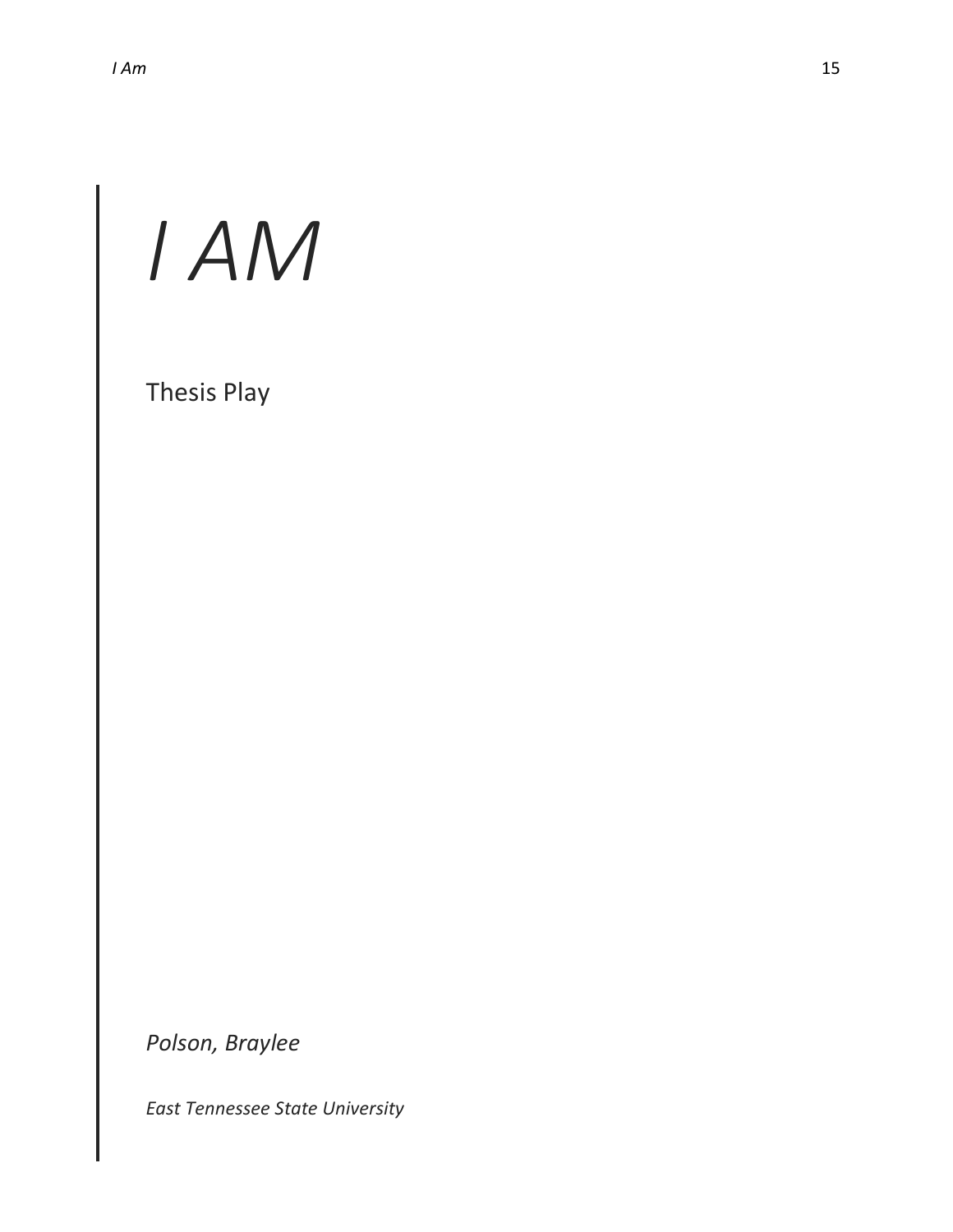# *I AM*

Thesis Play

*Polson, Braylee*

*East Tennessee State University*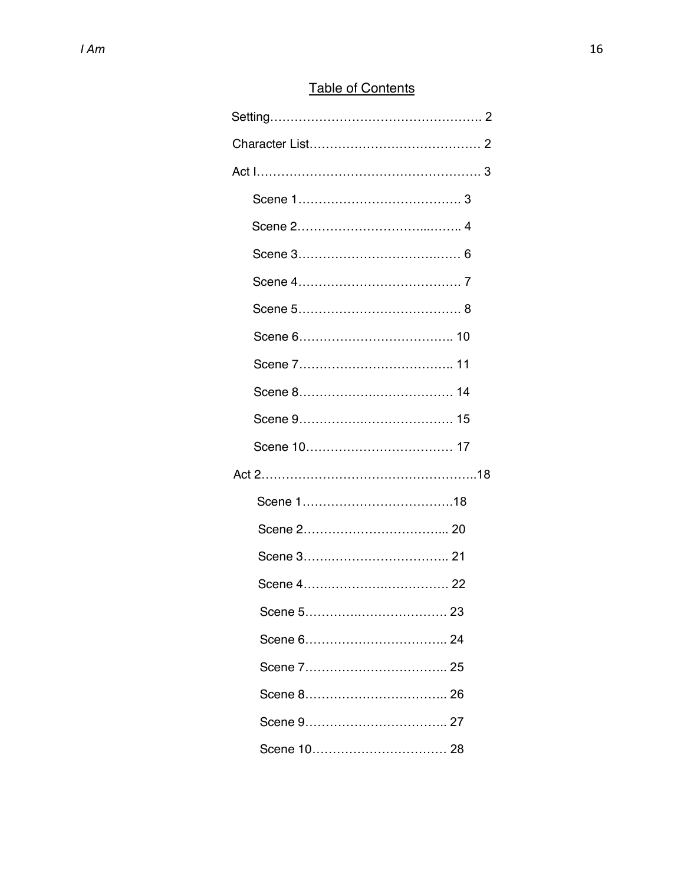## Table of Contents

Setting……………………………………………. 2

Character List…………………………………… 2

Act I………………………………………………. 3

- Scene 1…………………………………. 3
- Scene 2………………………..…….. 4
- Scene 3…………………………….…… 6
- Scene 4…………………………………. 7
- Scene 5…………………………………. 8
- Scene 6………………………………. 10
- Scene 7……………………………….. 11
- Scene 8…………………….…………… 14
- Scene 9…………………….…………… 15
- Scene 10……………………………… 17

Act 2……………………………………………..18

- Scene 1……………………………….18
- Scene 2…………………………….. 20
- Scene 3…….……………………….. 21
- Scene 4…….….…………….………. 22
- Scene 5…………….…………………. 23
- Scene 6…………………………….. 24
- Scene 7…………………………….. 25
- Scene 8…………………………….. 26
- Scene 9…………………………….. 27
- Scene 10…………………………… 28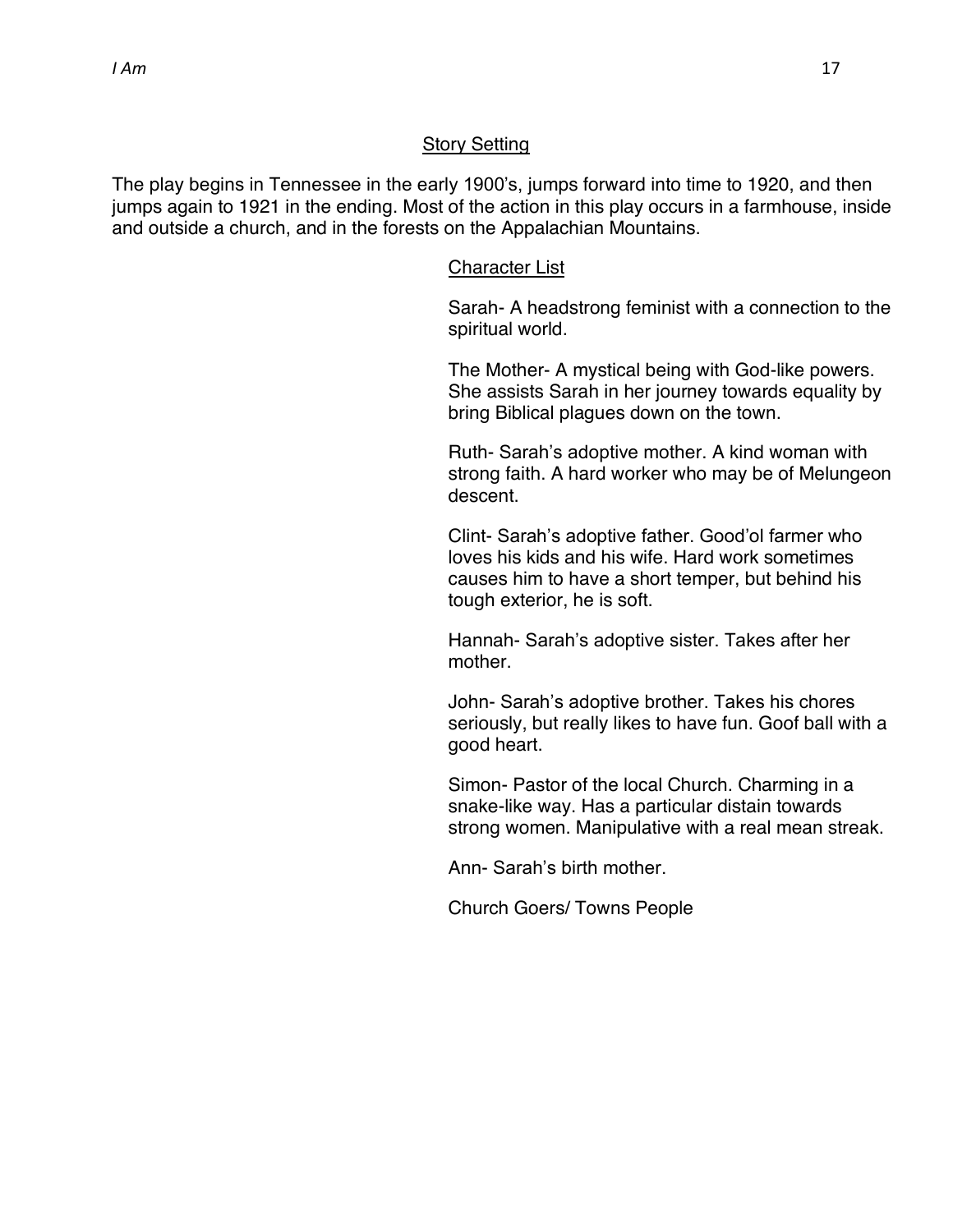## Story Setting

The play begins in Tennessee in the early 1900's, jumps forward into time to 1920, and then jumps again to 1921 in the ending. Most of the action in this play occurs in a farmhouse, inside and outside a church, and in the forests on the Appalachian Mountains.

## Character List

Sarah- A headstrong feminist with a connection to the spiritual world.

The Mother- A mystical being with God-like powers. She assists Sarah in her journey towards equality by bring Biblical plagues down on the town.

Ruth- Sarah's adoptive mother. A kind woman with strong faith. A hard worker who may be of Melungeon descent.

Clint- Sarah's adoptive father. Good'ol farmer who loves his kids and his wife. Hard work sometimes causes him to have a short temper, but behind his tough exterior, he is soft.

Hannah- Sarah's adoptive sister. Takes after her mother.

John- Sarah's adoptive brother. Takes his chores seriously, but really likes to have fun. Goof ball with a good heart.

Simon- Pastor of the local Church. Charming in a snake-like way. Has a particular distain towards strong women. Manipulative with a real mean streak.

Ann- Sarah's birth mother.

Church Goers/ Towns People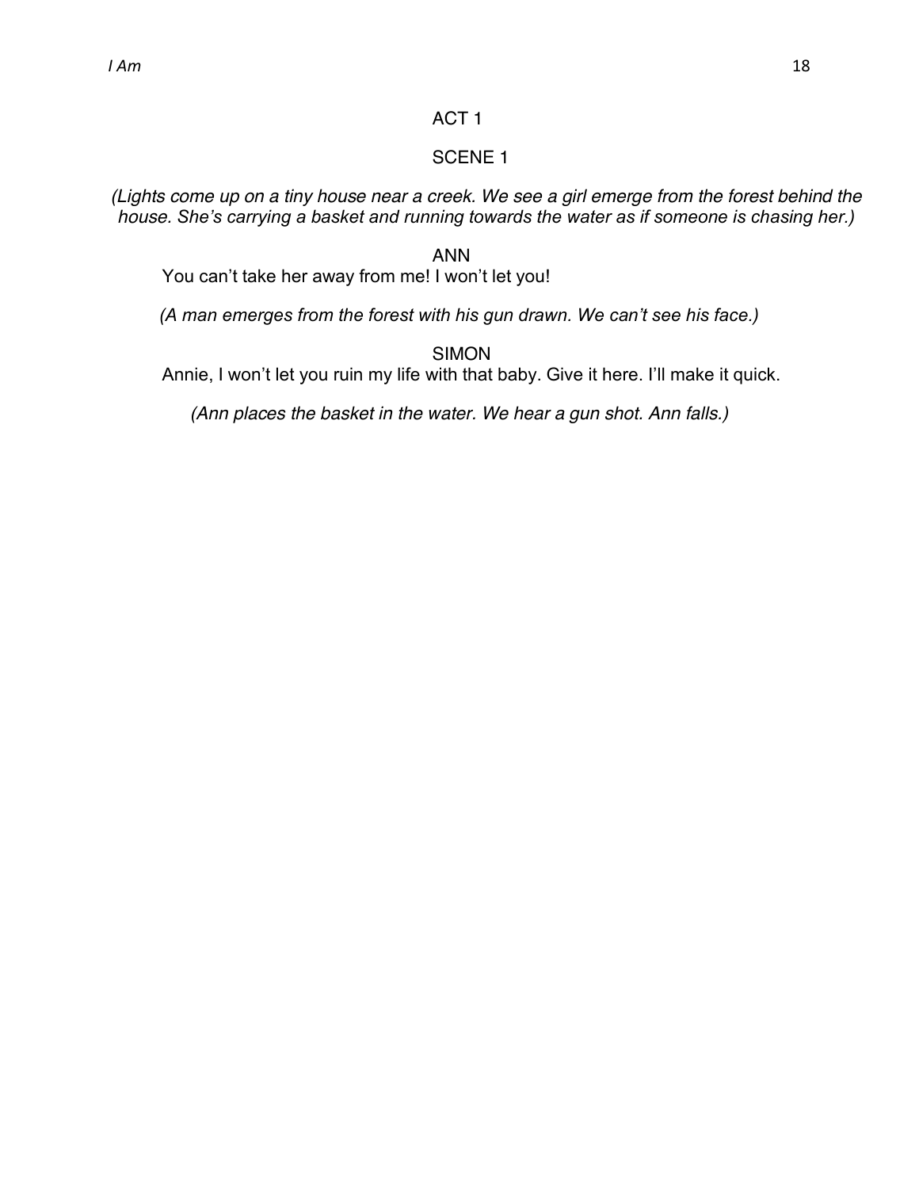## ACT 1

### SCENE 1

*(Lights come up on a tiny house near a creek. We see a girl emerge from the forest behind the house. She's carrying a basket and running towards the water as if someone is chasing her.)*

ANN

You can't take her away from me! I won't let you!

*(A man emerges from the forest with his gun drawn. We can't see his face.)*

SIMON

Annie, I won't let you ruin my life with that baby. Give it here. I'll make it quick.

*(Ann places the basket in the water. We hear a gun shot. Ann falls.)*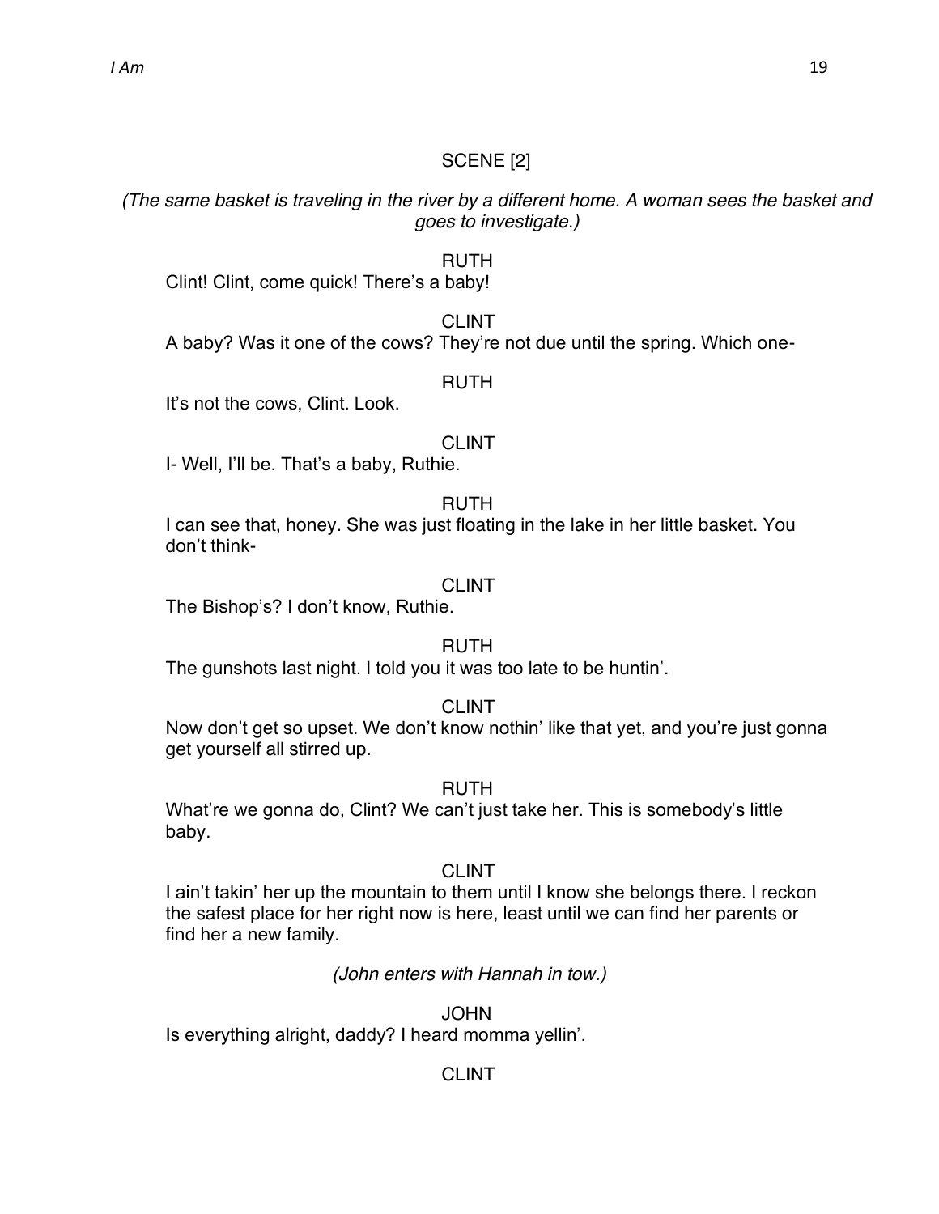SCENE [2]

*(The same basket is traveling in the river by a different home. A woman sees the basket and goes to investigate.)*

RUTH

Clint! Clint, come quick! There's a baby!

CLINT

A baby? Was it one of the cows? They're not due until the spring. Which one-

RUTH

It's not the cows, Clint. Look.

CLINT

I- Well, I'll be. That's a baby, Ruthie.

RUTH

I can see that, honey. She was just floating in the lake in her little basket. You don't think-

CLINT

The Bishop's? I don't know, Ruthie.

RUTH

The gunshots last night. I told you it was too late to be huntin'.

CLINT

Now don't get so upset. We don't know nothin' like that yet, and you're just gonna get yourself all stirred up.

RUTH

What're we gonna do, Clint? We can't just take her. This is somebody's little baby.

CLINT

I ain't takin' her up the mountain to them until I know she belongs there. I reckon the safest place for her right now is here, least until we can find her parents or find her a new family.

*(John enters with Hannah in tow.)*

JOHN

Is everything alright, daddy? I heard momma yellin'.

CLINT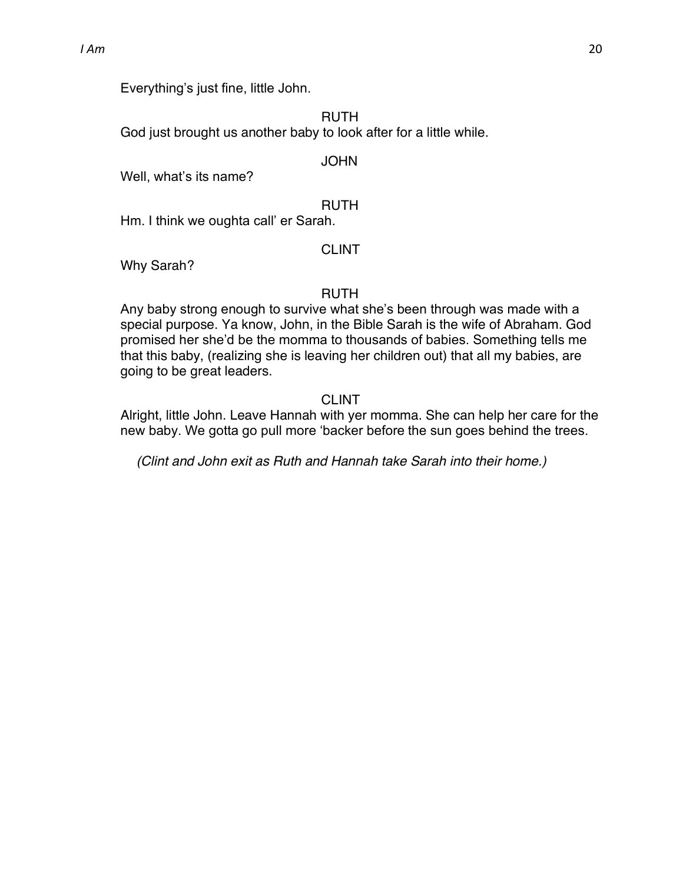Everything's just fine, little John.

RUTH

God just brought us another baby to look after for a little while.

JOHN

Well, what's its name?

RUTH

Hm. I think we oughta call' er Sarah.

CLINT

Why Sarah?

RUTH

Any baby strong enough to survive what she's been through was made with a special purpose. Ya know, John, in the Bible Sarah is the wife of Abraham. God promised her she'd be the momma to thousands of babies. Something tells me that this baby, (realizing she is leaving her children out) that all my babies, are going to be great leaders.

CLINT

Alright, little John. Leave Hannah with yer momma. She can help her care for the new baby. We gotta go pull more 'backer before the sun goes behind the trees.

*(Clint and John exit as Ruth and Hannah take Sarah into their home.)*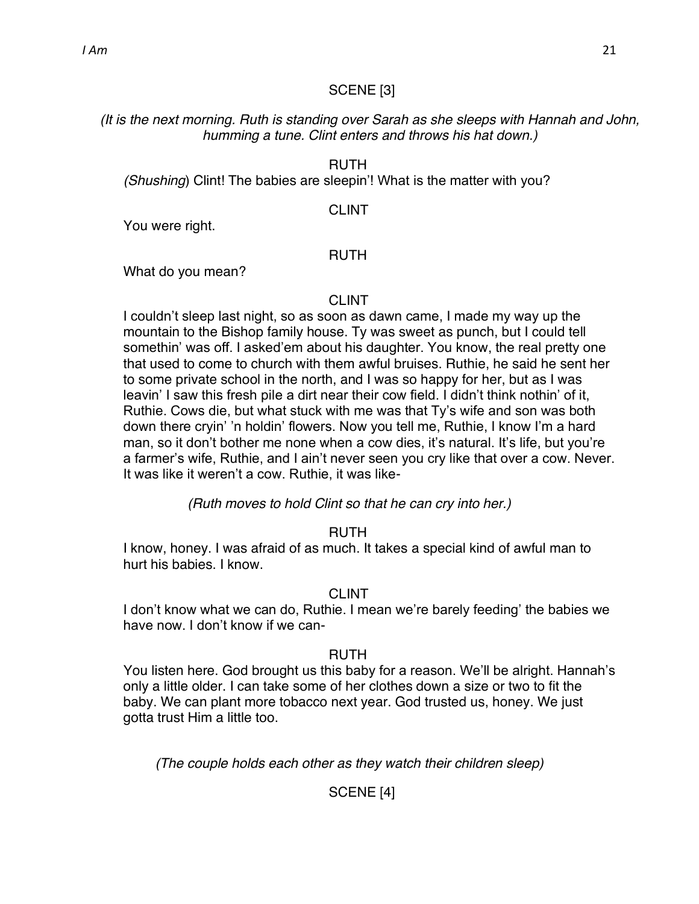SCENE [3]

*(It is the next morning. Ruth is standing over Sarah as she sleeps with Hannah and John, humming a tune. Clint enters and throws his hat down.)*

RUTH

*(Shushing*) Clint! The babies are sleepin'! What is the matter with you?

CLINT

You were right.

RUTH

What do you mean?

CLINT

I couldn't sleep last night, so as soon as dawn came, I made my way up the mountain to the Bishop family house. Ty was sweet as punch, but I could tell somethin' was off. I asked'em about his daughter. You know, the real pretty one that used to come to church with them awful bruises. Ruthie, he said he sent her to some private school in the north, and I was so happy for her, but as I was leavin' I saw this fresh pile a dirt near their cow field. I didn't think nothin' of it, Ruthie. Cows die, but what stuck with me was that Ty's wife and son was both down there cryin' 'n holdin' flowers. Now you tell me, Ruthie, I know I'm a hard man, so it don't bother me none when a cow dies, it's natural. It's life, but you're a farmer's wife, Ruthie, and I ain't never seen you cry like that over a cow. Never. It was like it weren't a cow. Ruthie, it was like-

*(Ruth moves to hold Clint so that he can cry into her.)*

RUTH

I know, honey. I was afraid of as much. It takes a special kind of awful man to hurt his babies. I know.

CLINT

I don't know what we can do, Ruthie. I mean we're barely feeding' the babies we have now. I don't know if we can-

RUTH

You listen here. God brought us this baby for a reason. We'll be alright. Hannah's only a little older. I can take some of her clothes down a size or two to fit the baby. We can plant more tobacco next year. God trusted us, honey. We just gotta trust Him a little too.

*(The couple holds each other as they watch their children sleep)*

SCENE [4]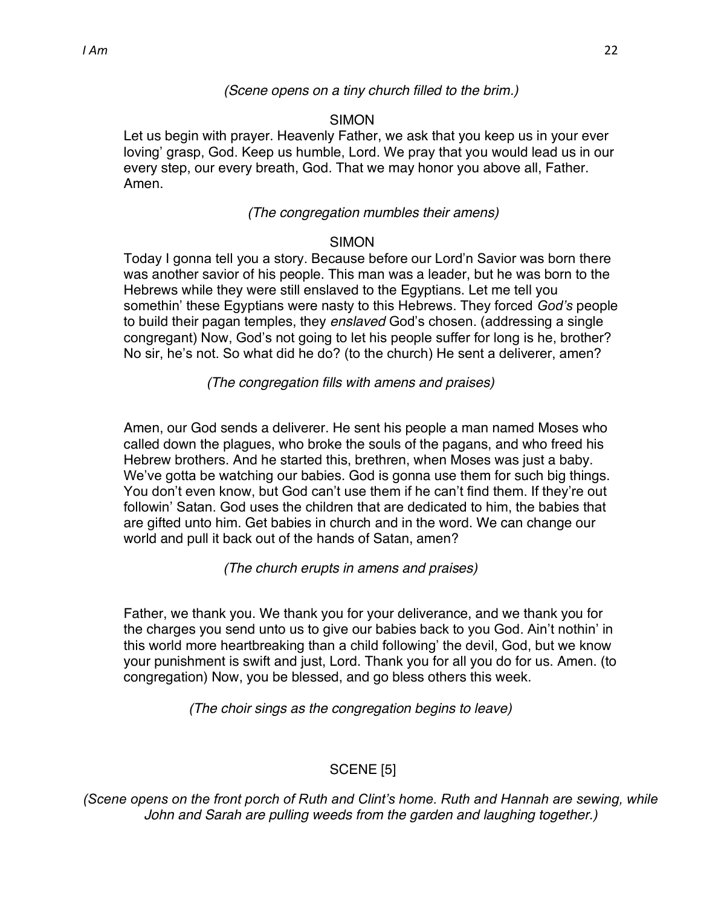*(Scene opens on a tiny church filled to the brim.)*

SIMON

Let us begin with prayer. Heavenly Father, we ask that you keep us in your ever loving' grasp, God. Keep us humble, Lord. We pray that you would lead us in our every step, our every breath, God. That we may honor you above all, Father. Amen.

*(The congregation mumbles their amens)*

SIMON

Today I gonna tell you a story. Because before our Lord'n Savior was born there was another savior of his people. This man was a leader, but he was born to the Hebrews while they were still enslaved to the Egyptians. Let me tell you somethin' these Egyptians were nasty to this Hebrews. They forced *God's* people to build their pagan temples, they *enslaved* God's chosen. (addressing a single congregant) Now, God's not going to let his people suffer for long is he, brother? No sir, he's not. So what did he do? (to the church) He sent a deliverer, amen?

*(The congregation fills with amens and praises)*

Amen, our God sends a deliverer. He sent his people a man named Moses who called down the plagues, who broke the souls of the pagans, and who freed his Hebrew brothers. And he started this, brethren, when Moses was just a baby. We've gotta be watching our babies. God is gonna use them for such big things. You don't even know, but God can't use them if he can't find them. If they're out followin' Satan. God uses the children that are dedicated to him, the babies that are gifted unto him. Get babies in church and in the word. We can change our world and pull it back out of the hands of Satan, amen?

*(The church erupts in amens and praises)*

Father, we thank you. We thank you for your deliverance, and we thank you for the charges you send unto us to give our babies back to you God. Ain't nothin' in this world more heartbreaking than a child following' the devil, God, but we know your punishment is swift and just, Lord. Thank you for all you do for us. Amen. (to congregation) Now, you be blessed, and go bless others this week.

*(The choir sings as the congregation begins to leave)*

SCENE [5]

*(Scene opens on the front porch of Ruth and Clint's home. Ruth and Hannah are sewing, while John and Sarah are pulling weeds from the garden and laughing together.)*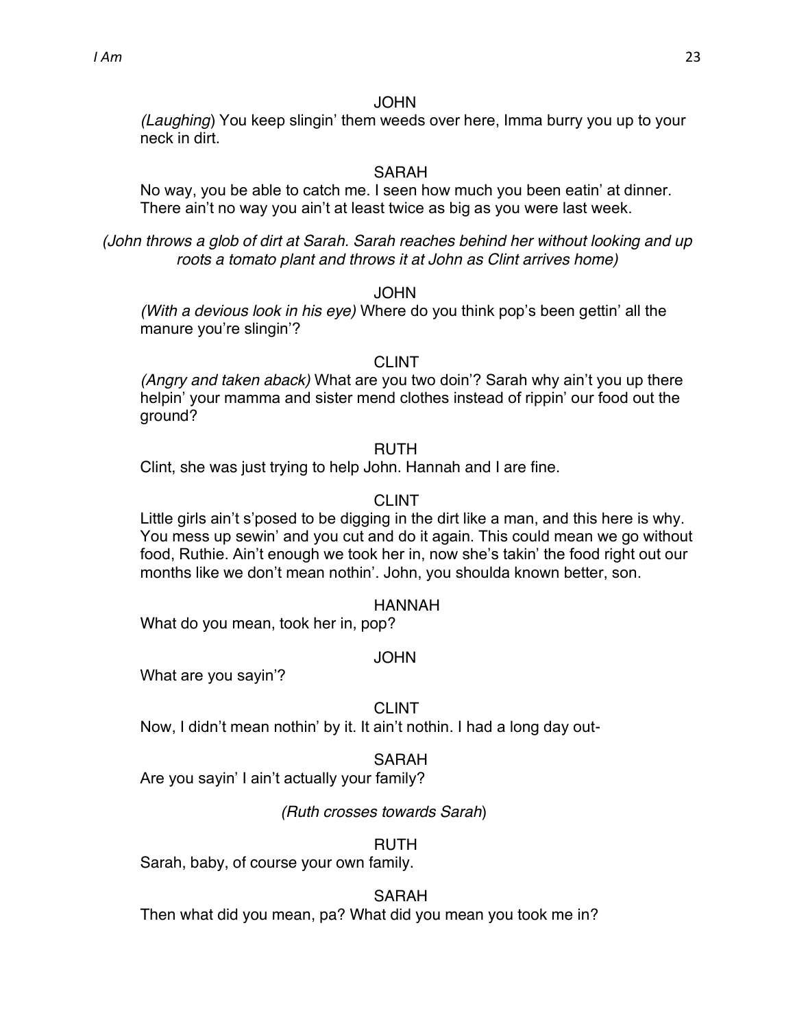JOHN

*(Laughing*) You keep slingin' them weeds over here, Imma burry you up to your neck in dirt.

SARAH

No way, you be able to catch me. I seen how much you been eatin' at dinner. There ain't no way you ain't at least twice as big as you were last week.

*(John throws a glob of dirt at Sarah. Sarah reaches behind her without looking and up roots a tomato plant and throws it at John as Clint arrives home)*

JOHN

*(With a devious look in his eye)* Where do you think pop's been gettin' all the manure you're slingin'?

CLINT

*(Angry and taken aback)* What are you two doin'? Sarah why ain't you up there helpin' your mamma and sister mend clothes instead of rippin' our food out the ground?

RUTH

Clint, she was just trying to help John. Hannah and I are fine.

CLINT

Little girls ain't s'posed to be digging in the dirt like a man, and this here is why. You mess up sewin' and you cut and do it again. This could mean we go without food, Ruthie. Ain't enough we took her in, now she's takin' the food right out our months like we don't mean nothin'. John, you shoulda known better, son.

HANNAH

What do you mean, took her in, pop?

JOHN

What are you sayin'?

CLINT

Now, I didn't mean nothin' by it. It ain't nothin. I had a long day out-

SARAH

Are you sayin' I ain't actually your family?

*(Ruth crosses towards Sarah*)

RUTH

Sarah, baby, of course your own family.

SARAH

Then what did you mean, pa? What did you mean you took me in?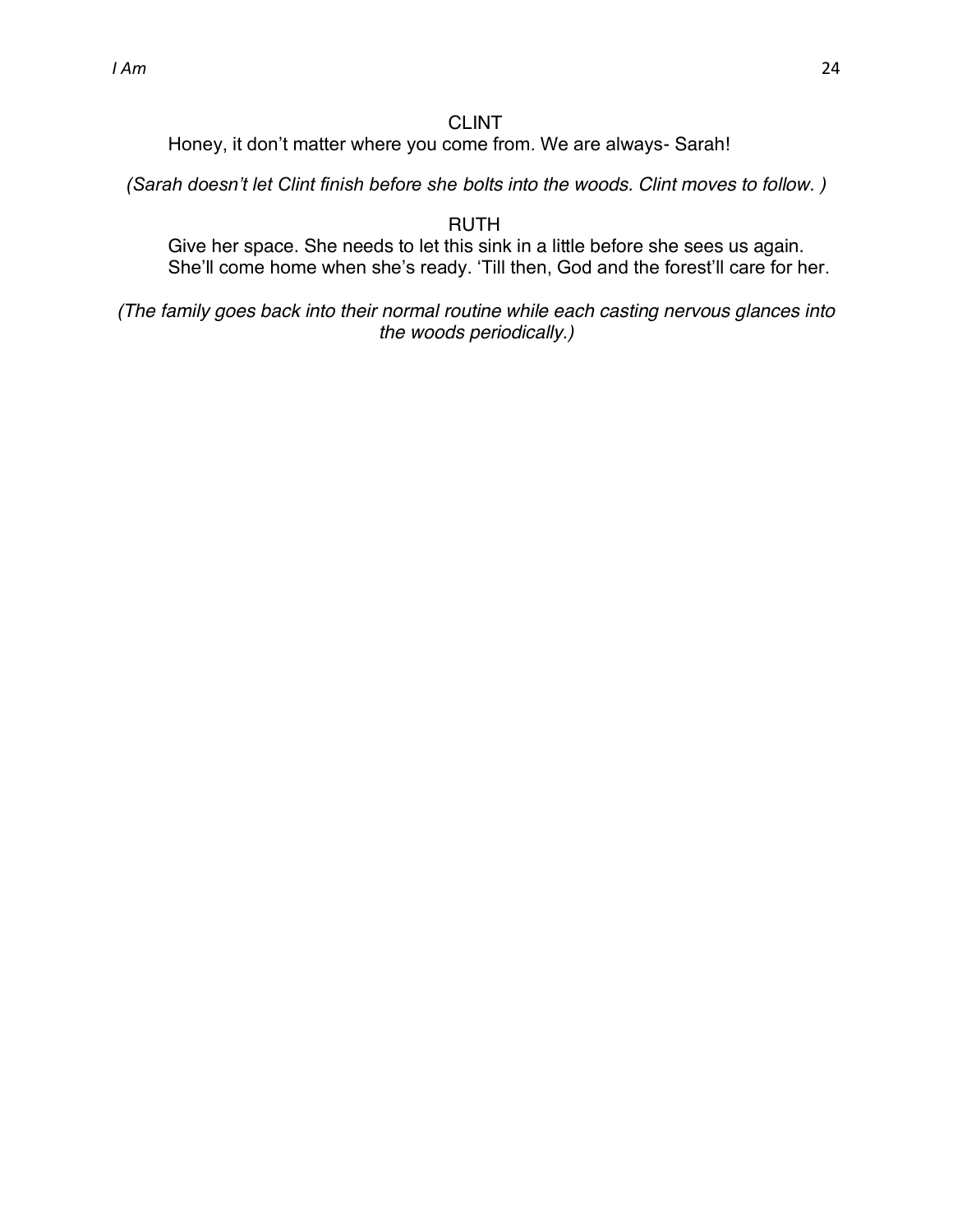CLINT

Honey, it don't matter where you come from. We are always- Sarah!

*(Sarah doesn't let Clint finish before she bolts into the woods. Clint moves to follow. )*

RUTH

Give her space. She needs to let this sink in a little before she sees us again. She'll come home when she's ready. 'Till then, God and the forest'll care for her.

*(The family goes back into their normal routine while each casting nervous glances into the woods periodically.)*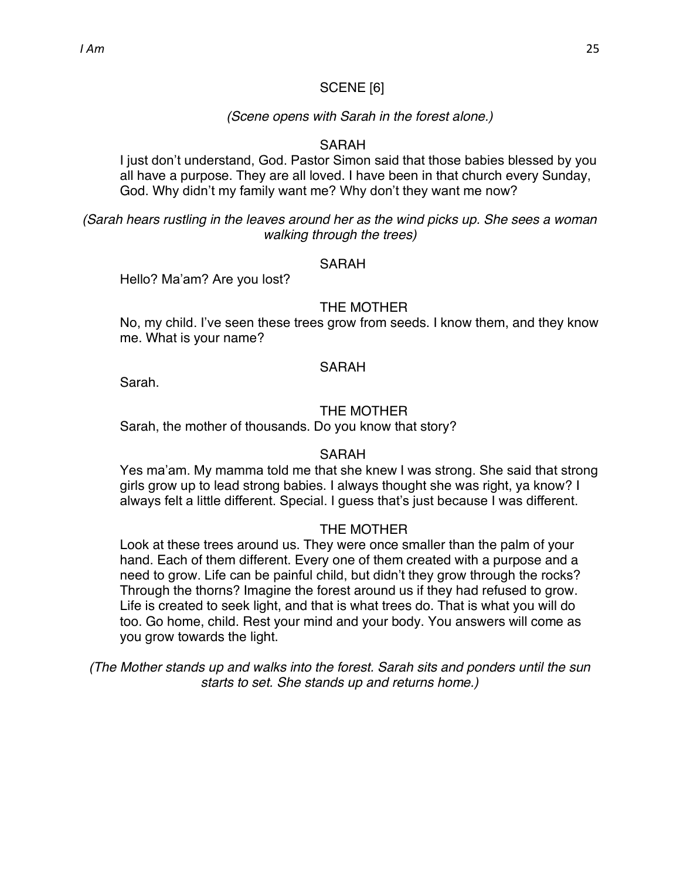SCENE [6]

*(Scene opens with Sarah in the forest alone.)*

SARAH

I just don't understand, God. Pastor Simon said that those babies blessed by you all have a purpose. They are all loved. I have been in that church every Sunday, God. Why didn't my family want me? Why don't they want me now?

*(Sarah hears rustling in the leaves around her as the wind picks up. She sees a woman walking through the trees)*

SARAH

Hello? Ma'am? Are you lost?

THE MOTHER

No, my child. I've seen these trees grow from seeds. I know them, and they know me. What is your name?

SARAH

Sarah.

THE MOTHER

Sarah, the mother of thousands. Do you know that story?

SARAH

Yes ma'am. My mamma told me that she knew I was strong. She said that strong girls grow up to lead strong babies. I always thought she was right, ya know? I always felt a little different. Special. I guess that's just because I was different.

THE MOTHER

Look at these trees around us. They were once smaller than the palm of your hand. Each of them different. Every one of them created with a purpose and a need to grow. Life can be painful child, but didn't they grow through the rocks? Through the thorns? Imagine the forest around us if they had refused to grow. Life is created to seek light, and that is what trees do. That is what you will do too. Go home, child. Rest your mind and your body. You answers will come as you grow towards the light.

*(The Mother stands up and walks into the forest. Sarah sits and ponders until the sun starts to set. She stands up and returns home.)*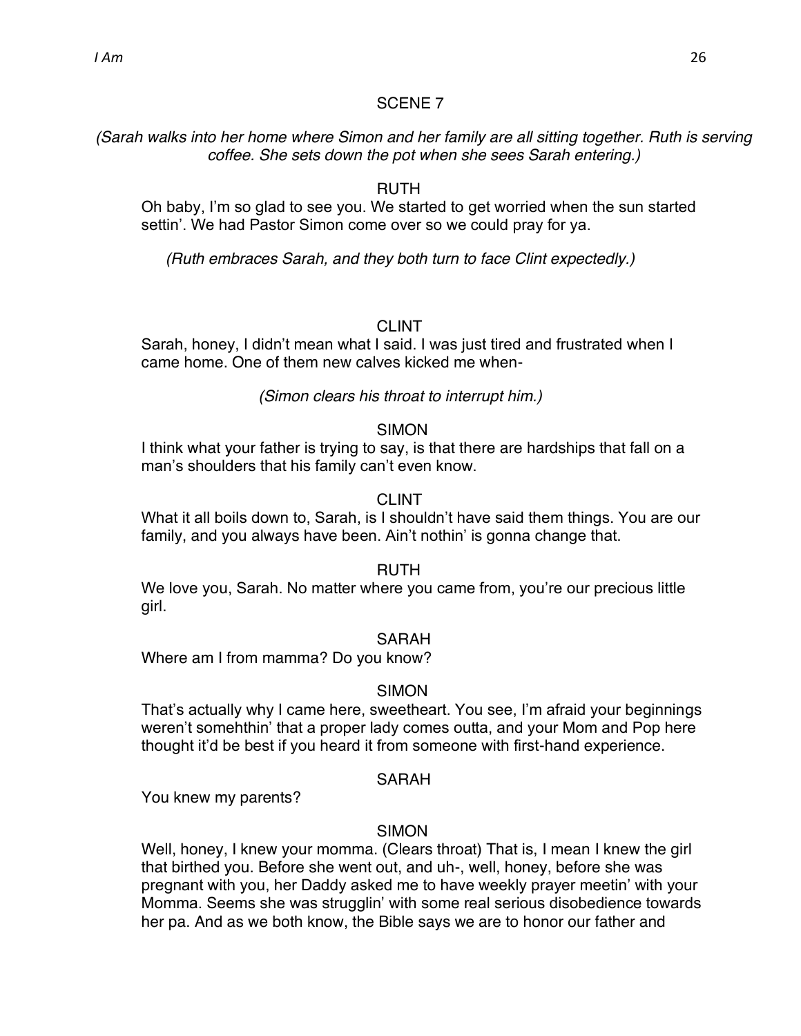SCENE 7

*(Sarah walks into her home where Simon and her family are all sitting together. Ruth is serving coffee. She sets down the pot when she sees Sarah entering.)*

RUTH

Oh baby, I'm so glad to see you. We started to get worried when the sun started settin'. We had Pastor Simon come over so we could pray for ya.

*(Ruth embraces Sarah, and they both turn to face Clint expectedly.)*

CLINT

Sarah, honey, I didn't mean what I said. I was just tired and frustrated when I came home. One of them new calves kicked me when-

*(Simon clears his throat to interrupt him.)*

SIMON

I think what your father is trying to say, is that there are hardships that fall on a man's shoulders that his family can't even know.

CLINT

What it all boils down to, Sarah, is I shouldn't have said them things. You are our family, and you always have been. Ain't nothin' is gonna change that.

RUTH

We love you, Sarah. No matter where you came from, you're our precious little girl.

SARAH

Where am I from mamma? Do you know?

SIMON

That's actually why I came here, sweetheart. You see, I'm afraid your beginnings weren't somehthin' that a proper lady comes outta, and your Mom and Pop here thought it'd be best if you heard it from someone with first-hand experience.

SARAH

You knew my parents?

SIMON

Well, honey, I knew your momma. (Clears throat) That is, I mean I knew the girl that birthed you. Before she went out, and uh-, well, honey, before she was pregnant with you, her Daddy asked me to have weekly prayer meetin' with your Momma. Seems she was strugglin' with some real serious disobedience towards her pa. And as we both know, the Bible says we are to honor our father and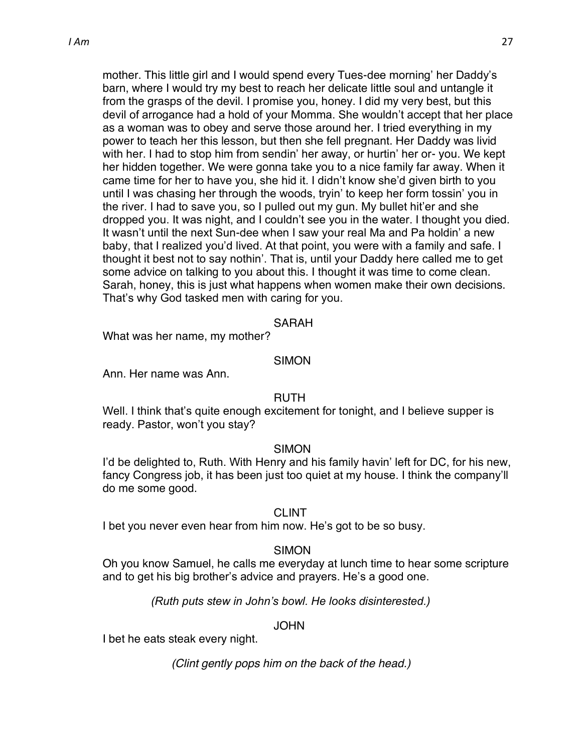mother. This little girl and I would spend every Tues-dee morning' her Daddy's barn, where I would try my best to reach her delicate little soul and untangle it from the grasps of the devil. I promise you, honey. I did my very best, but this devil of arrogance had a hold of your Momma. She wouldn't accept that her place as a woman was to obey and serve those around her. I tried everything in my power to teach her this lesson, but then she fell pregnant. Her Daddy was livid with her. I had to stop him from sendin' her away, or hurtin' her or- you. We kept her hidden together. We were gonna take you to a nice family far away. When it came time for her to have you, she hid it. I didn't know she'd given birth to you until I was chasing her through the woods, tryin' to keep her form tossin' you in the river. I had to save you, so I pulled out my gun. My bullet hit'er and she dropped you. It was night, and I couldn't see you in the water. I thought you died. It wasn't until the next Sun-dee when I saw your real Ma and Pa holdin' a new baby, that I realized you'd lived. At that point, you were with a family and safe. I thought it best not to say nothin'. That is, until your Daddy here called me to get some advice on talking to you about this. I thought it was time to come clean. Sarah, honey, this is just what happens when women make their own decisions. That's why God tasked men with caring for you.

SARAH

What was her name, my mother?

SIMON

Ann. Her name was Ann.

RUTH

Well. I think that's quite enough excitement for tonight, and I believe supper is ready. Pastor, won't you stay?

SIMON

I'd be delighted to, Ruth. With Henry and his family havin' left for DC, for his new, fancy Congress job, it has been just too quiet at my house. I think the company'll do me some good.

CLINT

I bet you never even hear from him now. He's got to be so busy.

SIMON

Oh you know Samuel, he calls me everyday at lunch time to hear some scripture and to get his big brother's advice and prayers. He's a good one.

*(Ruth puts stew in John's bowl. He looks disinterested.)*

JOHN

I bet he eats steak every night.

*(Clint gently pops him on the back of the head.)*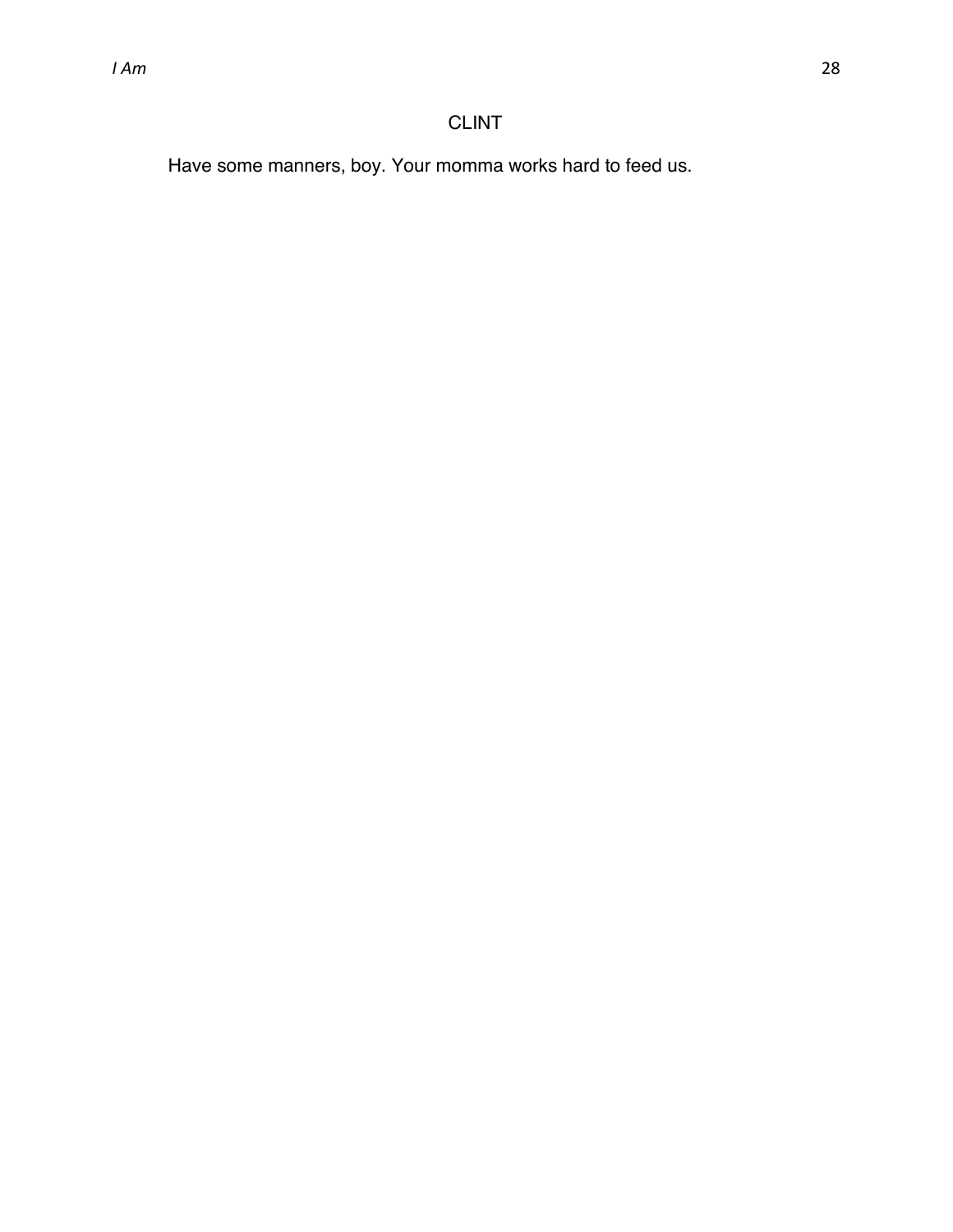CLINT

Have some manners, boy. Your momma works hard to feed us.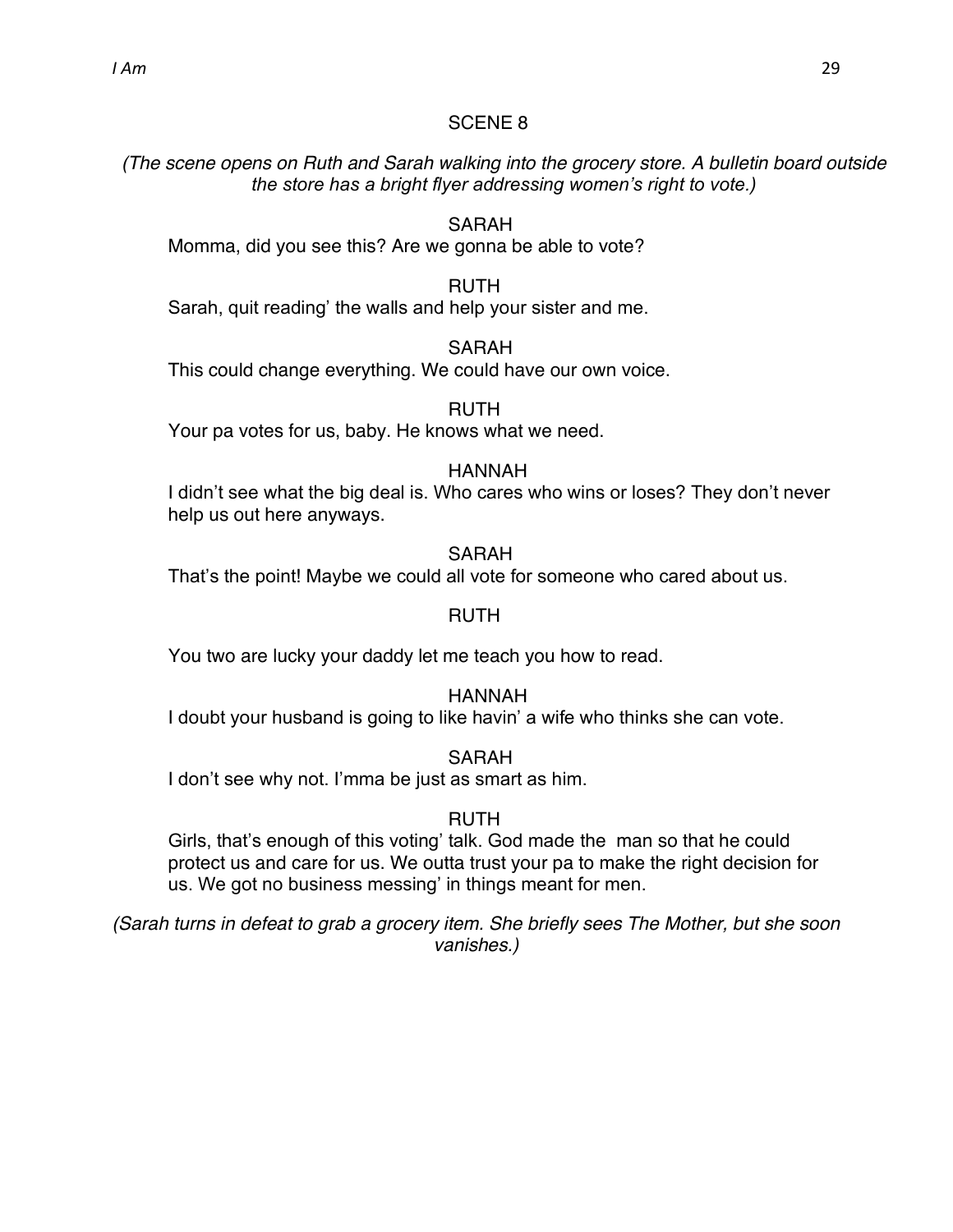SCENE 8

*(The scene opens on Ruth and Sarah walking into the grocery store. A bulletin board outside the store has a bright flyer addressing women's right to vote.)*

SARAH

Momma, did you see this? Are we gonna be able to vote?

RUTH

Sarah, quit reading' the walls and help your sister and me.

SARAH

This could change everything. We could have our own voice.

RUTH

Your pa votes for us, baby. He knows what we need.

HANNAH

I didn't see what the big deal is. Who cares who wins or loses? They don't never help us out here anyways.

SARAH

That's the point! Maybe we could all vote for someone who cared about us.

RUTH

You two are lucky your daddy let me teach you how to read.

HANNAH

I doubt your husband is going to like havin' a wife who thinks she can vote.

SARAH

I don't see why not. I'mma be just as smart as him.

RUTH

Girls, that's enough of this voting' talk. God made the man so that he could protect us and care for us. We outta trust your pa to make the right decision for us. We got no business messing' in things meant for men.

*(Sarah turns in defeat to grab a grocery item. She briefly sees The Mother, but she soon vanishes.)*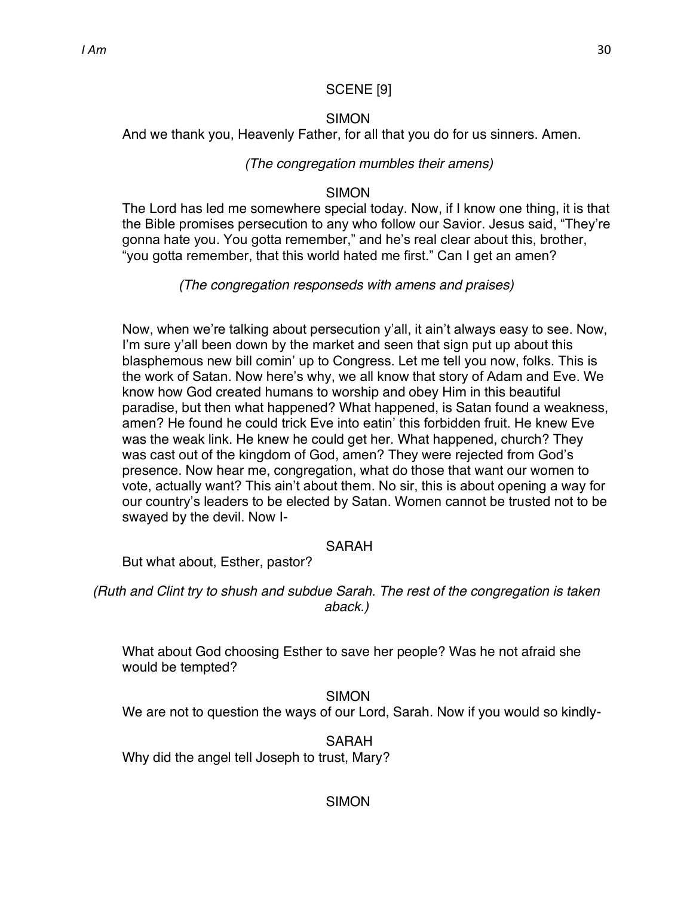SCENE [9]

SIMON

And we thank you, Heavenly Father, for all that you do for us sinners. Amen.

*(The congregation mumbles their amens)*

SIMON

The Lord has led me somewhere special today. Now, if I know one thing, it is that the Bible promises persecution to any who follow our Savior. Jesus said, "They're gonna hate you. You gotta remember," and he's real clear about this, brother, "you gotta remember, that this world hated me first." Can I get an amen?

*(The congregation responseds with amens and praises)*

Now, when we're talking about persecution y'all, it ain't always easy to see. Now, I'm sure y'all been down by the market and seen that sign put up about this blasphemous new bill comin' up to Congress. Let me tell you now, folks. This is the work of Satan. Now here's why, we all know that story of Adam and Eve. We know how God created humans to worship and obey Him in this beautiful paradise, but then what happened? What happened, is Satan found a weakness, amen? He found he could trick Eve into eatin' this forbidden fruit. He knew Eve was the weak link. He knew he could get her. What happened, church? They was cast out of the kingdom of God, amen? They were rejected from God's presence. Now hear me, congregation, what do those that want our women to vote, actually want? This ain't about them. No sir, this is about opening a way for our country's leaders to be elected by Satan. Women cannot be trusted not to be swayed by the devil. Now I-

SARAH

But what about, Esther, pastor?

*(Ruth and Clint try to shush and subdue Sarah. The rest of the congregation is taken aback.)*

What about God choosing Esther to save her people? Was he not afraid she would be tempted?

SIMON

We are not to question the ways of our Lord, Sarah. Now if you would so kindly-

SARAH

Why did the angel tell Joseph to trust, Mary?

SIMON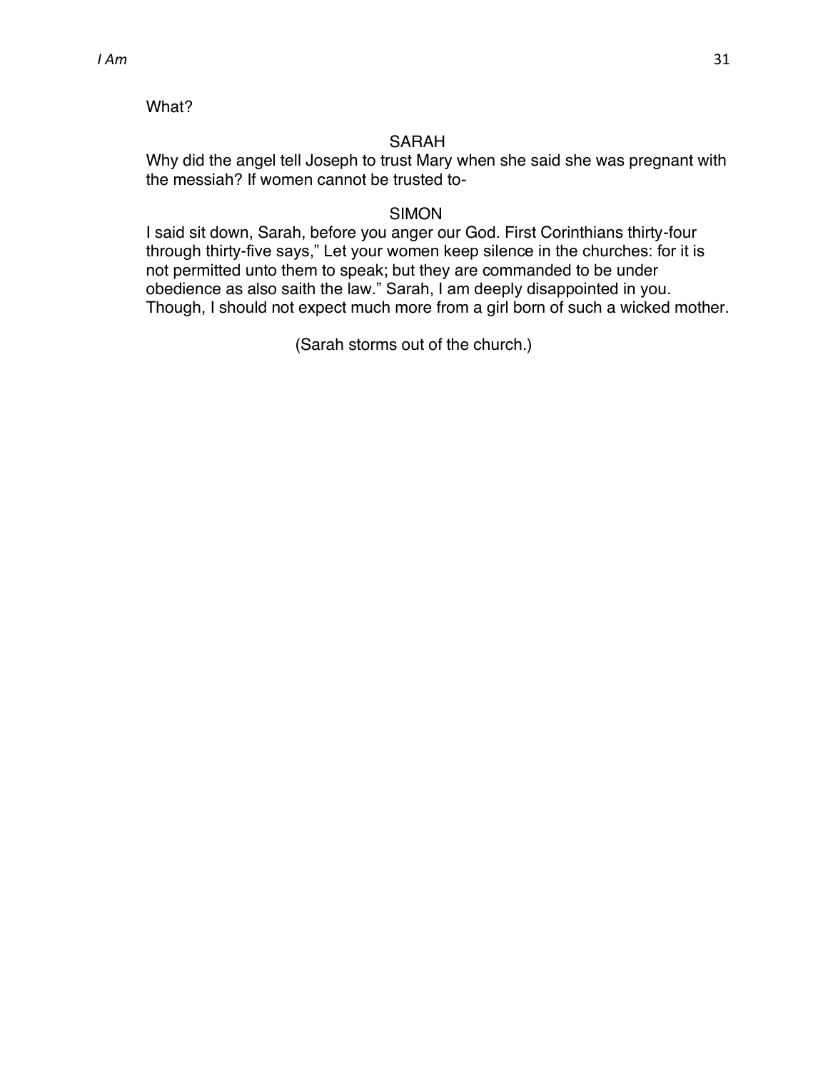What?

SARAH

Why did the angel tell Joseph to trust Mary when she said she was pregnant with the messiah? If women cannot be trusted to-

SIMON

I said sit down, Sarah, before you anger our God. First Corinthians thirty-four through thirty-five says," Let your women keep silence in the churches: for it is not permitted unto them to speak; but they are commanded to be under obedience as also saith the law." Sarah, I am deeply disappointed in you. Though, I should not expect much more from a girl born of such a wicked mother.

(Sarah storms out of the church.)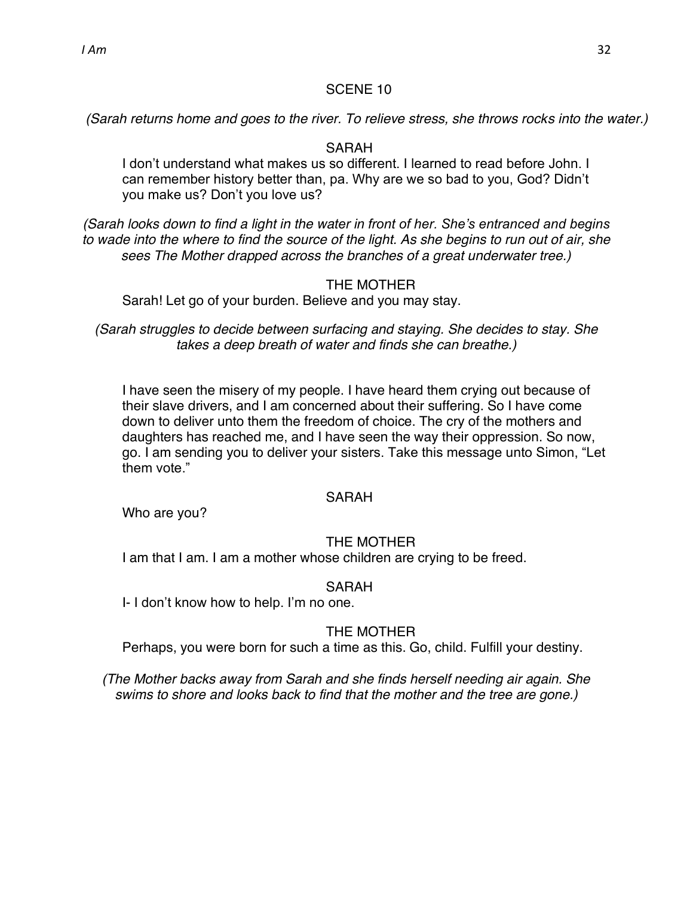SCENE 10

*(Sarah returns home and goes to the river. To relieve stress, she throws rocks into the water.)*

SARAH

I don't understand what makes us so different. I learned to read before John. I can remember history better than, pa. Why are we so bad to you, God? Didn't you make us? Don't you love us?

*(Sarah looks down to find a light in the water in front of her. She's entranced and begins to wade into the where to find the source of the light. As she begins to run out of air, she sees The Mother drapped across the branches of a great underwater tree.)*

THE MOTHER

Sarah! Let go of your burden. Believe and you may stay.

*(Sarah struggles to decide between surfacing and staying. She decides to stay. She takes a deep breath of water and finds she can breathe.)*

I have seen the misery of my people. I have heard them crying out because of their slave drivers, and I am concerned about their suffering. So I have come down to deliver unto them the freedom of choice. The cry of the mothers and daughters has reached me, and I have seen the way their oppression. So now, go. I am sending you to deliver your sisters. Take this message unto Simon, "Let them vote."

SARAH

Who are you?

THE MOTHER

I am that I am. I am a mother whose children are crying to be freed.

SARAH

I- I don't know how to help. I'm no one.

THE MOTHER

Perhaps, you were born for such a time as this. Go, child. Fulfill your destiny.

*(The Mother backs away from Sarah and she finds herself needing air again. She swims to shore and looks back to find that the mother and the tree are gone.)*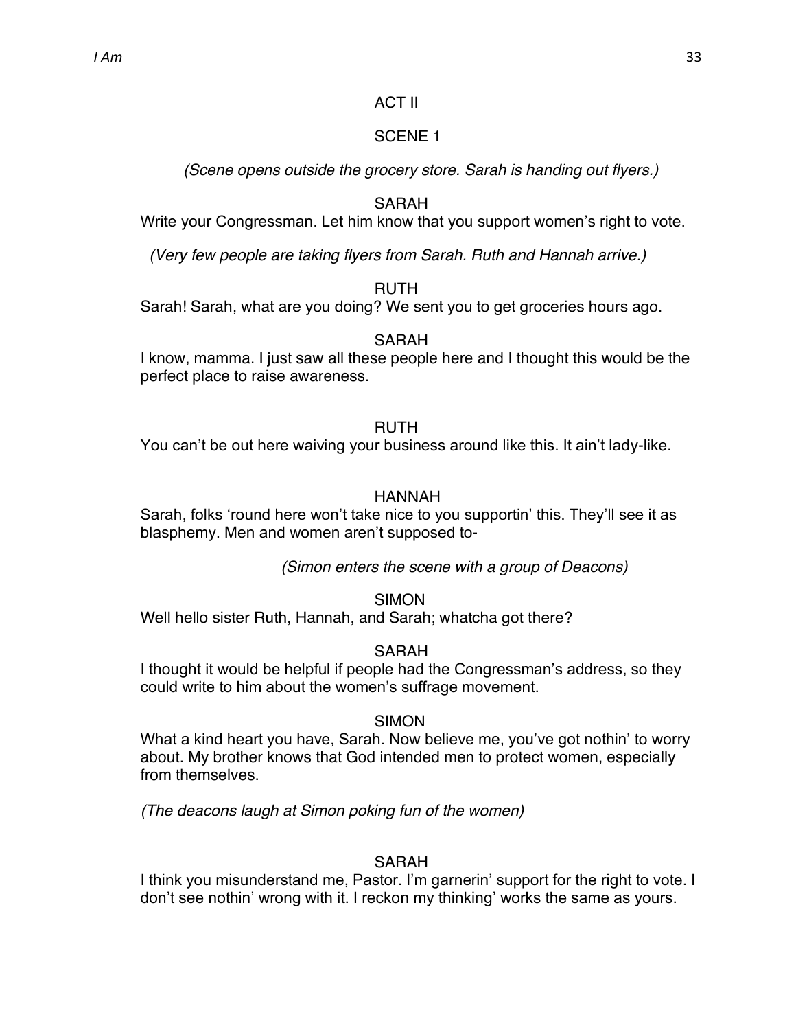ACT II

SCENE 1

*(Scene opens outside the grocery store. Sarah is handing out flyers.)*

SARAH

Write your Congressman. Let him know that you support women's right to vote.

*(Very few people are taking flyers from Sarah. Ruth and Hannah arrive.)*

RUTH

Sarah! Sarah, what are you doing? We sent you to get groceries hours ago.

SARAH

I know, mamma. I just saw all these people here and I thought this would be the perfect place to raise awareness.

RUTH

You can't be out here waiving your business around like this. It ain't lady-like.

HANNAH

Sarah, folks 'round here won't take nice to you supportin' this. They'll see it as blasphemy. Men and women aren't supposed to-

*(Simon enters the scene with a group of Deacons)*

SIMON

Well hello sister Ruth, Hannah, and Sarah; whatcha got there?

SARAH

I thought it would be helpful if people had the Congressman's address, so they could write to him about the women's suffrage movement.

SIMON

What a kind heart you have, Sarah. Now believe me, you've got nothin' to worry about. My brother knows that God intended men to protect women, especially from themselves.

*(The deacons laugh at Simon poking fun of the women)*

SARAH

I think you misunderstand me, Pastor. I'm garnerin' support for the right to vote. I don't see nothin' wrong with it. I reckon my thinking' works the same as yours.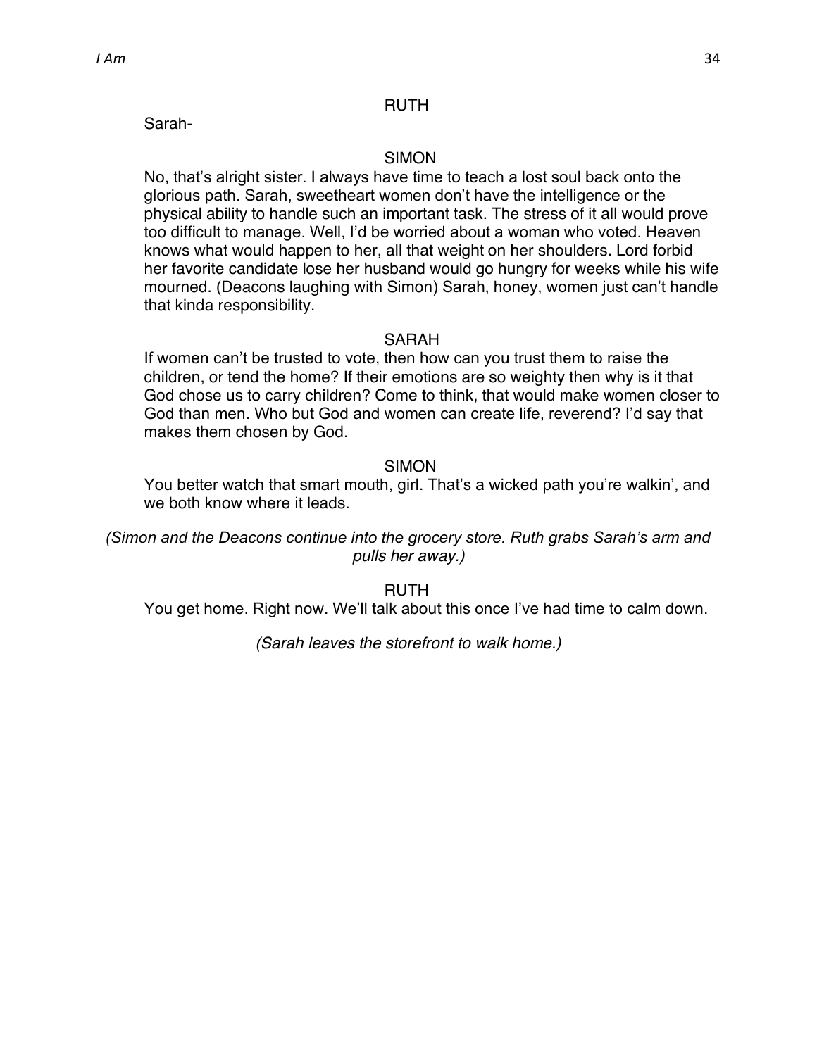RUTH

Sarah-

SIMON

No, that's alright sister. I always have time to teach a lost soul back onto the glorious path. Sarah, sweetheart women don't have the intelligence or the physical ability to handle such an important task. The stress of it all would prove too difficult to manage. Well, I'd be worried about a woman who voted. Heaven knows what would happen to her, all that weight on her shoulders. Lord forbid her favorite candidate lose her husband would go hungry for weeks while his wife mourned. (Deacons laughing with Simon) Sarah, honey, women just can't handle that kinda responsibility.

SARAH

If women can't be trusted to vote, then how can you trust them to raise the children, or tend the home? If their emotions are so weighty then why is it that God chose us to carry children? Come to think, that would make women closer to God than men. Who but God and women can create life, reverend? I'd say that makes them chosen by God.

SIMON

You better watch that smart mouth, girl. That's a wicked path you're walkin', and we both know where it leads.

*(Simon and the Deacons continue into the grocery store. Ruth grabs Sarah's arm and pulls her away.)*

RUTH

You get home. Right now. We'll talk about this once I've had time to calm down.

*(Sarah leaves the storefront to walk home.)*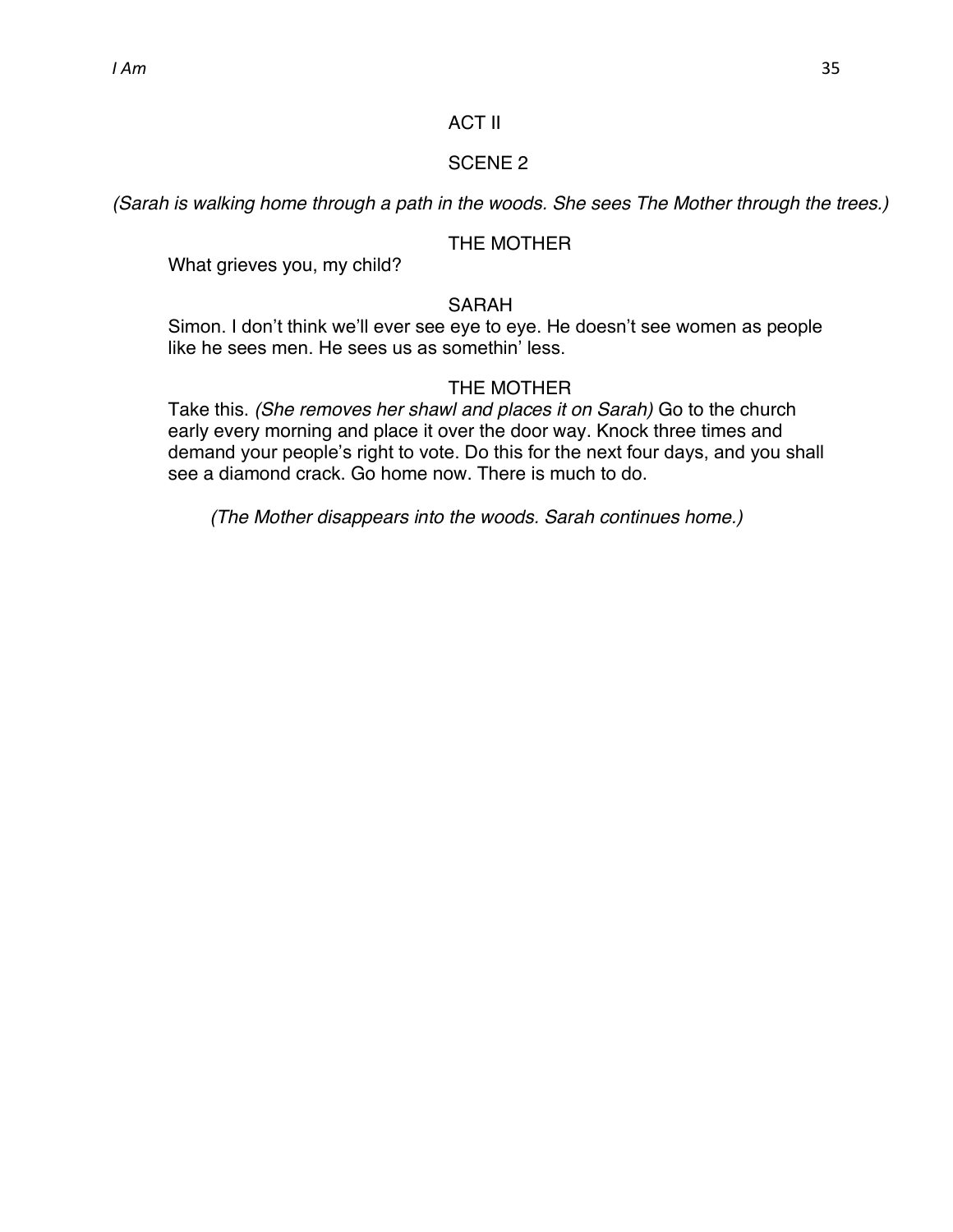## ACT II

## SCENE 2

*(Sarah is walking home through a path in the woods. She sees The Mother through the trees.)*

THE MOTHER

What grieves you, my child?

SARAH

Simon. I don't think we'll ever see eye to eye. He doesn't see women as people like he sees men. He sees us as somethin' less.

THE MOTHER

Take this. *(She removes her shawl and places it on Sarah)* Go to the church early every morning and place it over the door way. Knock three times and demand your people's right to vote. Do this for the next four days, and you shall see a diamond crack. Go home now. There is much to do.

*(The Mother disappears into the woods. Sarah continues home.)*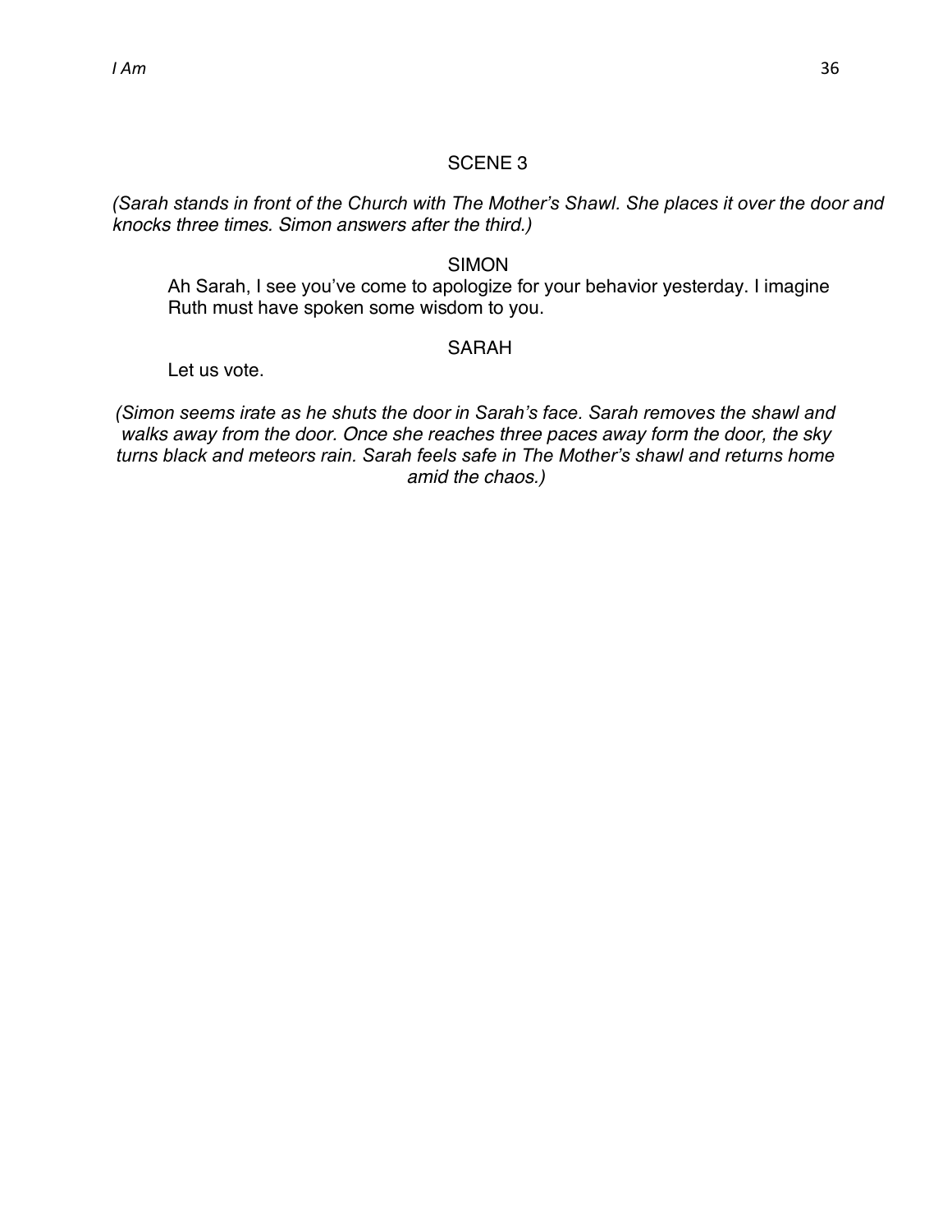## SCENE 3

*(Sarah stands in front of the Church with The Mother's Shawl. She places it over the door and knocks three times. Simon answers after the third.)*

SIMON

Ah Sarah, I see you've come to apologize for your behavior yesterday. I imagine Ruth must have spoken some wisdom to you.

SARAH

Let us vote.

*(Simon seems irate as he shuts the door in Sarah's face. Sarah removes the shawl and walks away from the door. Once she reaches three paces away form the door, the sky turns black and meteors rain. Sarah feels safe in The Mother's shawl and returns home amid the chaos.)*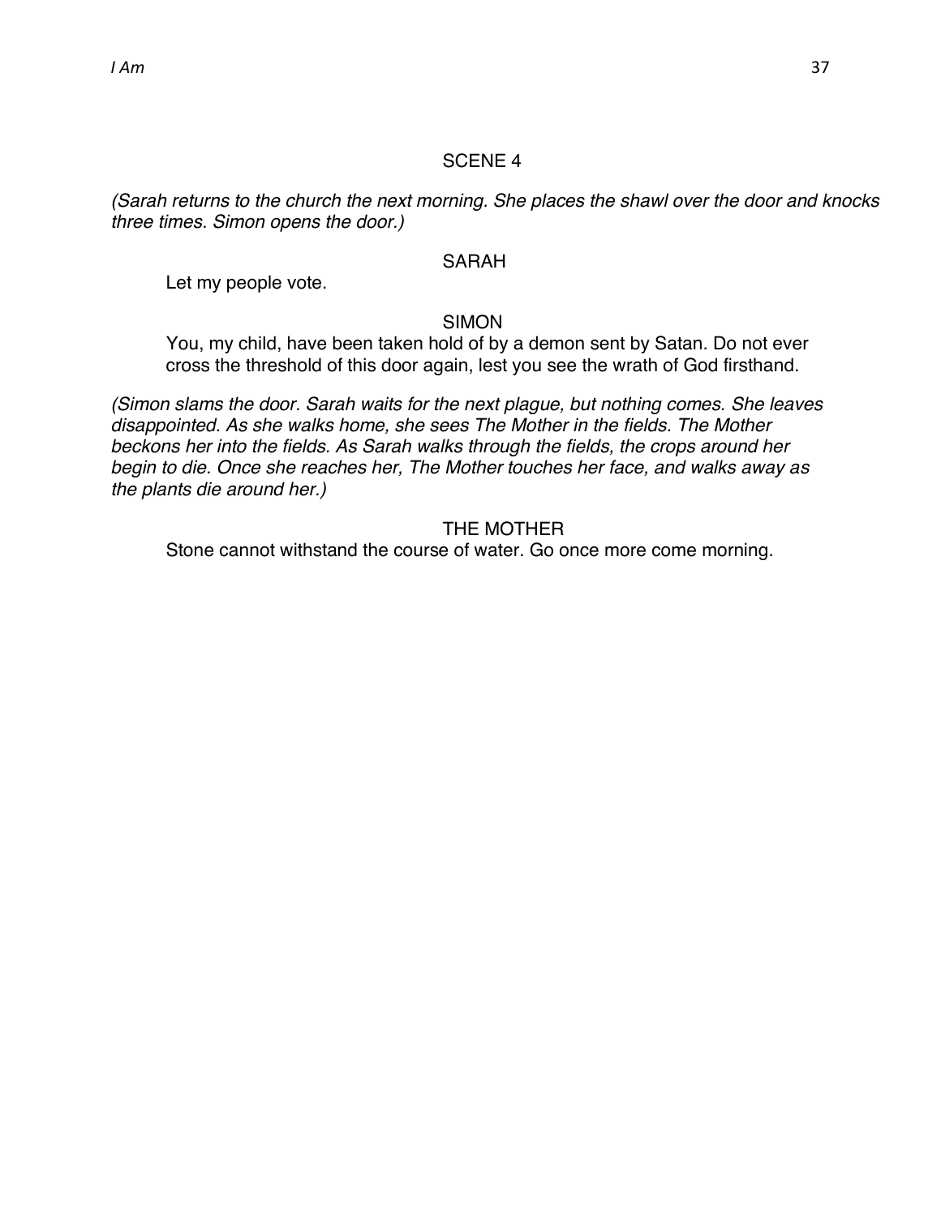SCENE 4

*(Sarah returns to the church the next morning. She places the shawl over the door and knocks three times. Simon opens the door.)*

SARAH

Let my people vote.

SIMON

You, my child, have been taken hold of by a demon sent by Satan. Do not ever cross the threshold of this door again, lest you see the wrath of God firsthand.

*(Simon slams the door. Sarah waits for the next plague, but nothing comes. She leaves disappointed. As she walks home, she sees The Mother in the fields. The Mother beckons her into the fields. As Sarah walks through the fields, the crops around her begin to die. Once she reaches her, The Mother touches her face, and walks away as the plants die around her.)*

THE MOTHER

Stone cannot withstand the course of water. Go once more come morning.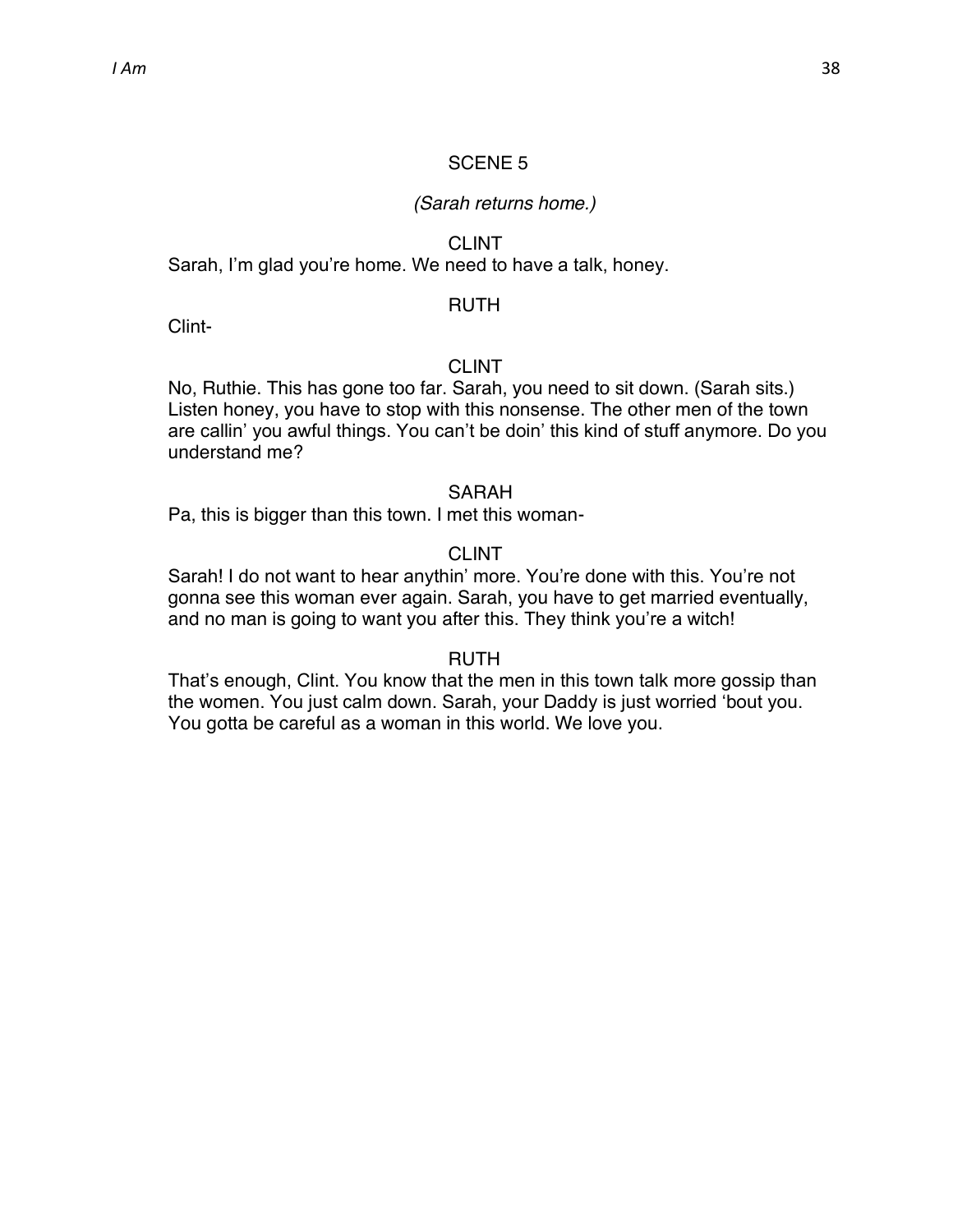## SCENE 5

*(Sarah returns home.)*

CLINT

Sarah, I'm glad you're home. We need to have a talk, honey.

RUTH

Clint-

CLINT

No, Ruthie. This has gone too far. Sarah, you need to sit down. (Sarah sits.) Listen honey, you have to stop with this nonsense. The other men of the town are callin' you awful things. You can't be doin' this kind of stuff anymore. Do you understand me?

SARAH

Pa, this is bigger than this town. I met this woman-

CLINT

Sarah! I do not want to hear anythin' more. You're done with this. You're not gonna see this woman ever again. Sarah, you have to get married eventually, and no man is going to want you after this. They think you're a witch!

RUTH

That's enough, Clint. You know that the men in this town talk more gossip than the women. You just calm down. Sarah, your Daddy is just worried 'bout you. You gotta be careful as a woman in this world. We love you.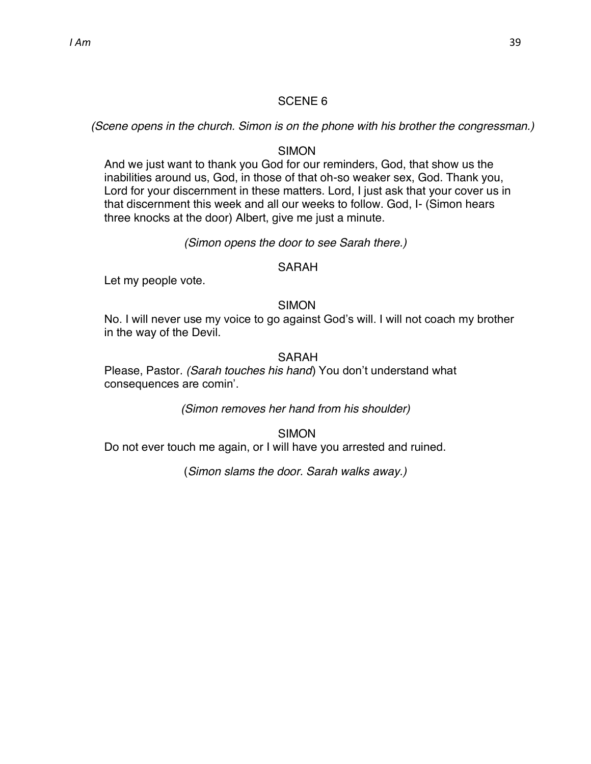SCENE 6

*(Scene opens in the church. Simon is on the phone with his brother the congressman.)*

SIMON

And we just want to thank you God for our reminders, God, that show us the inabilities around us, God, in those of that oh-so weaker sex, God. Thank you, Lord for your discernment in these matters. Lord, I just ask that your cover us in that discernment this week and all our weeks to follow. God, I- (Simon hears three knocks at the door) Albert, give me just a minute.

*(Simon opens the door to see Sarah there.)*

SARAH

Let my people vote.

SIMON

No. I will never use my voice to go against God's will. I will not coach my brother in the way of the Devil.

SARAH

Please, Pastor. *(Sarah touches his hand*) You don't understand what consequences are comin'.

*(Simon removes her hand from his shoulder)*

SIMON

Do not ever touch me again, or I will have you arrested and ruined.

(*Simon slams the door. Sarah walks away.)*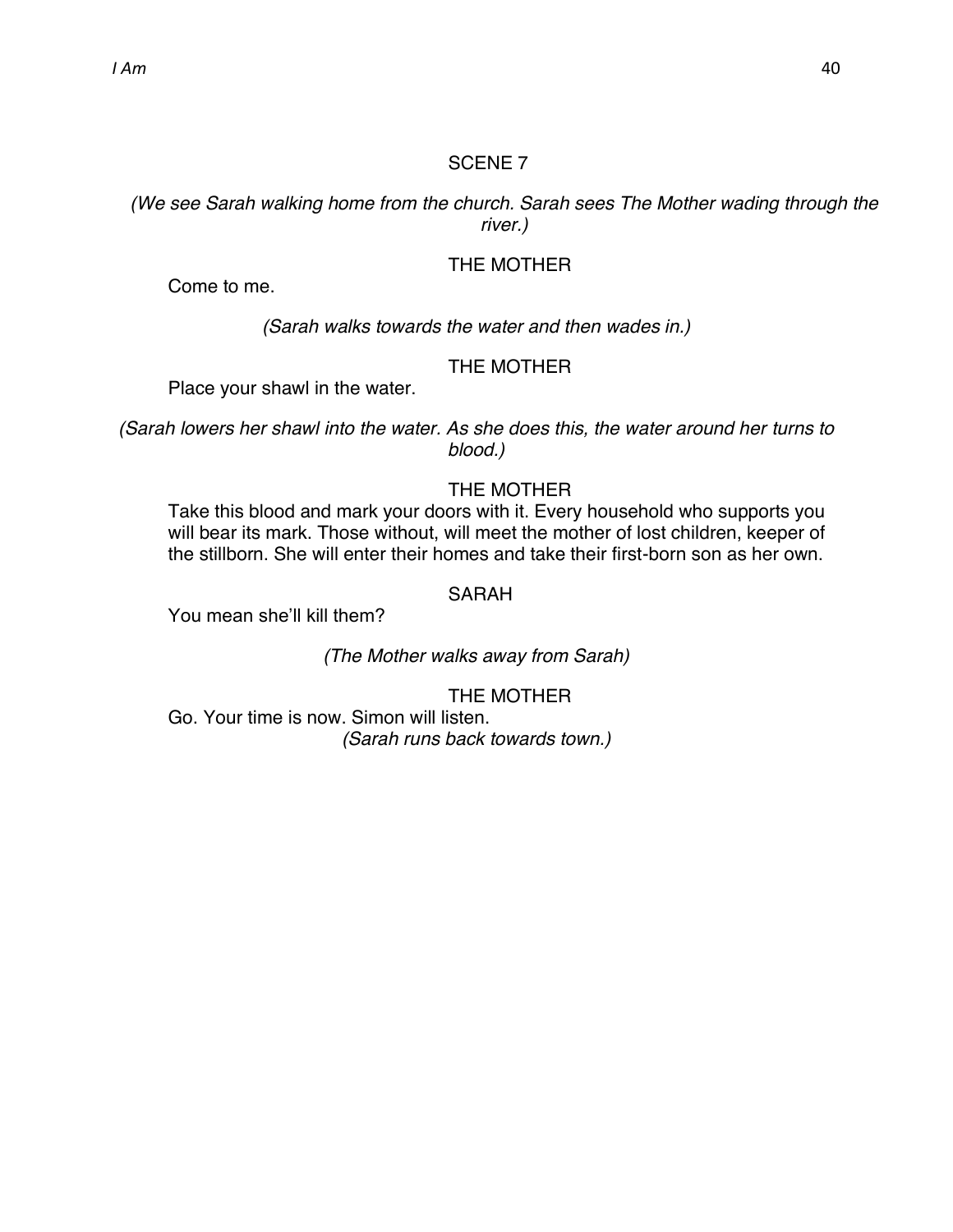SCENE 7

*(We see Sarah walking home from the church. Sarah sees The Mother wading through the river.)*

THE MOTHER

Come to me.

*(Sarah walks towards the water and then wades in.)*

THE MOTHER

Place your shawl in the water.

*(Sarah lowers her shawl into the water. As she does this, the water around her turns to blood.)*

THE MOTHER

Take this blood and mark your doors with it. Every household who supports you will bear its mark. Those without, will meet the mother of lost children, keeper of the stillborn. She will enter their homes and take their first-born son as her own.

SARAH

You mean she'll kill them?

*(The Mother walks away from Sarah)*

THE MOTHER

Go. Your time is now. Simon will listen.

*(Sarah runs back towards town.)*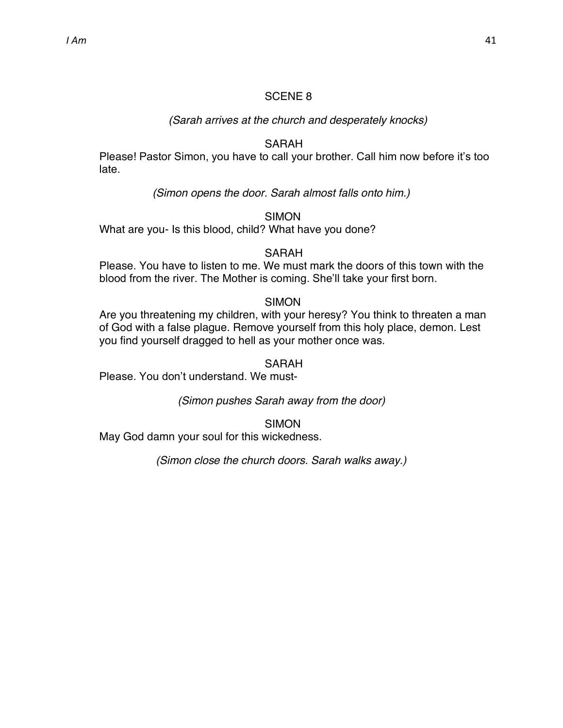## SCENE 8

*(Sarah arrives at the church and desperately knocks)*

SARAH

Please! Pastor Simon, you have to call your brother. Call him now before it's too late.

*(Simon opens the door. Sarah almost falls onto him.)*

SIMON

What are you- Is this blood, child? What have you done?

SARAH

Please. You have to listen to me. We must mark the doors of this town with the blood from the river. The Mother is coming. She'll take your first born.

SIMON

Are you threatening my children, with your heresy? You think to threaten a man of God with a false plague. Remove yourself from this holy place, demon. Lest you find yourself dragged to hell as your mother once was.

SARAH

Please. You don't understand. We must-

*(Simon pushes Sarah away from the door)*

SIMON

May God damn your soul for this wickedness.

*(Simon close the church doors. Sarah walks away.)*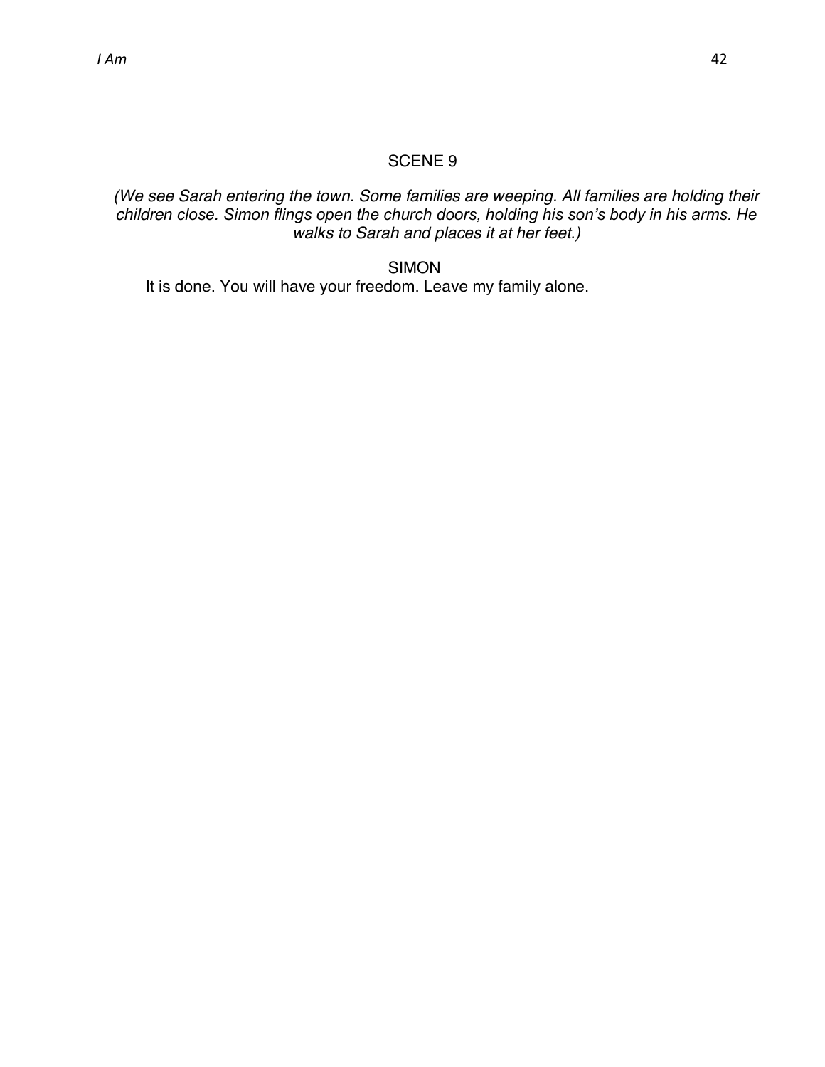## SCENE 9

*(We see Sarah entering the town. Some families are weeping. All families are holding their children close. Simon flings open the church doors, holding his son's body in his arms. He walks to Sarah and places it at her feet.)*

SIMON

It is done. You will have your freedom. Leave my family alone.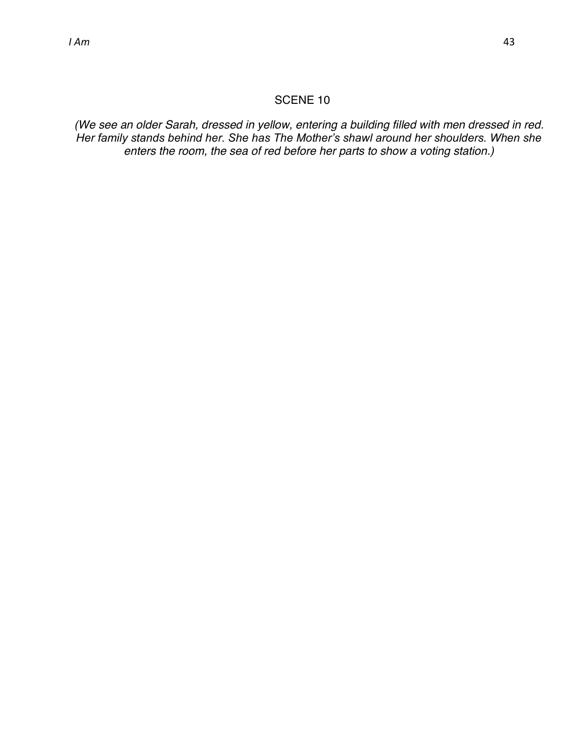## SCENE 10

*(We see an older Sarah, dressed in yellow, entering a building filled with men dressed in red. Her family stands behind her. She has The Mother's shawl around her shoulders. When she enters the room, the sea of red before her parts to show a voting station.)*